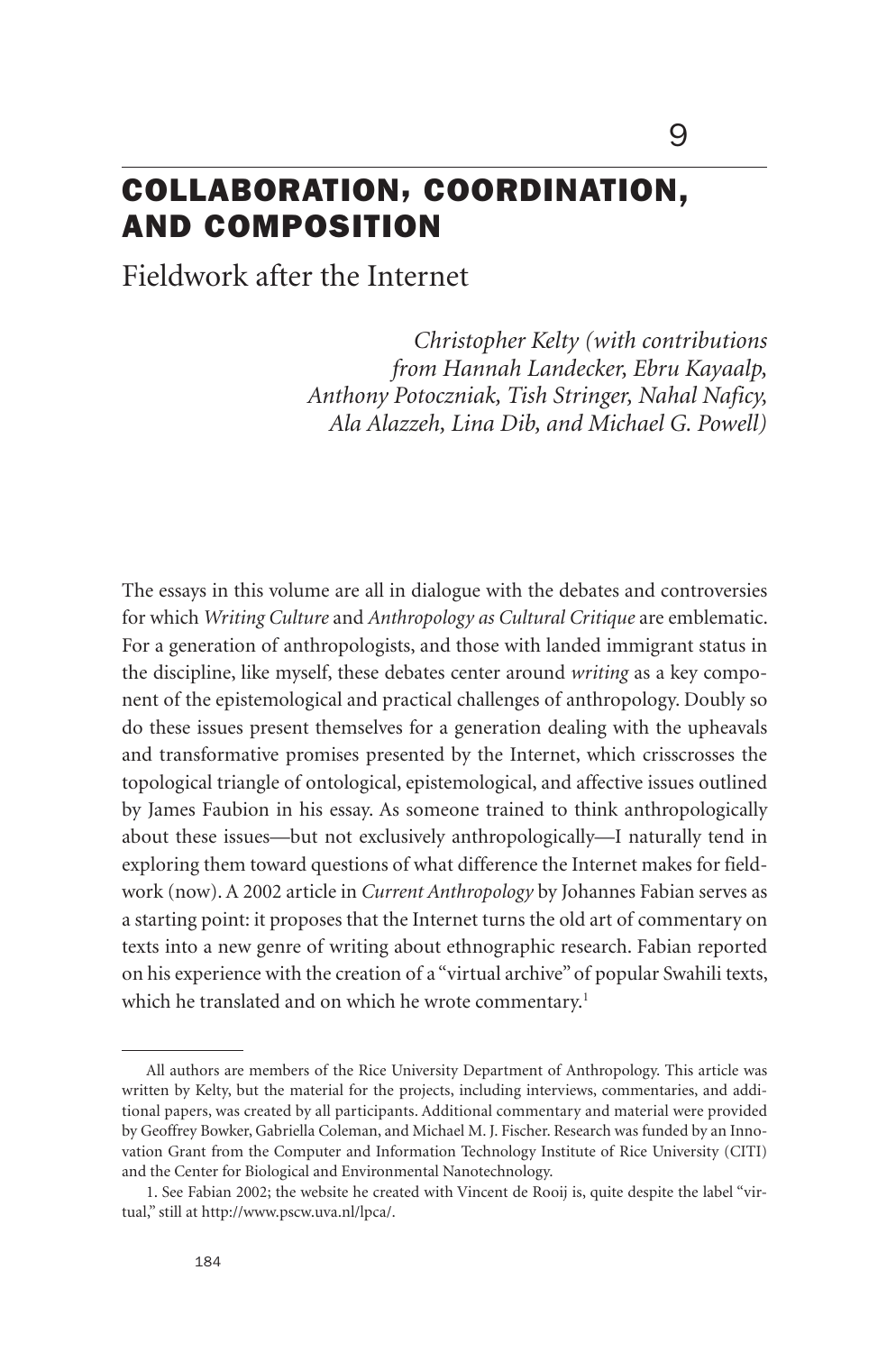# COLLABORATION, COORDINATION, AND COMPOSITION

## Fieldwork after the Internet

*Christopher Kelty (with contributions from Hannah Landecker, Ebru Kayaalp, Anthony Potoczniak, Tish Stringer, Nahal Naficy, Ala Alazzeh, Lina Dib, and Michael G. Powell)*

The essays in this volume are all in dialogue with the debates and controversies for which *Writing Culture* and *Anthropology as Cultural Critique* are emblematic. For a generation of anthropologists, and those with landed immigrant status in the discipline, like myself, these debates center around *writing* as a key component of the epistemological and practical challenges of anthropology. Doubly so do these issues present themselves for a generation dealing with the upheavals and transformative promises presented by the Internet, which crisscrosses the topological triangle of ontological, epistemological, and affective issues outlined by James Faubion in his essay. As someone trained to think anthropologically about these issues—but not exclusively anthropologically—I naturally tend in exploring them toward questions of what difference the Internet makes for fieldwork (now). A 2002 article in *Current Anthropology* by Johannes Fabian serves as a starting point: it proposes that the Internet turns the old art of commentary on texts into a new genre of writing about ethnographic research. Fabian reported on his experience with the creation of a "virtual archive" of popular Swahili texts, which he translated and on which he wrote commentary.[1]

---

All authors are members of the Rice University Department of Anthropology. This article was written by Kelty, but the material for the projects, including interviews, commentaries, and additional papers, was created by all participants. Additional commentary and material were provided by Geoffrey Bowker, Gabriella Coleman, and Michael M. J. Fischer. Research was funded by an Innovation Grant from the Computer and Information Technology Institute of Rice University (CITI) and the Center for Biological and Environmental Nanotechnology.

1. See Fabian 2002; the website he created with Vincent de Rooij is, quite despite the label "virtual," still at http://www.pscw.uva.nl/lpca/.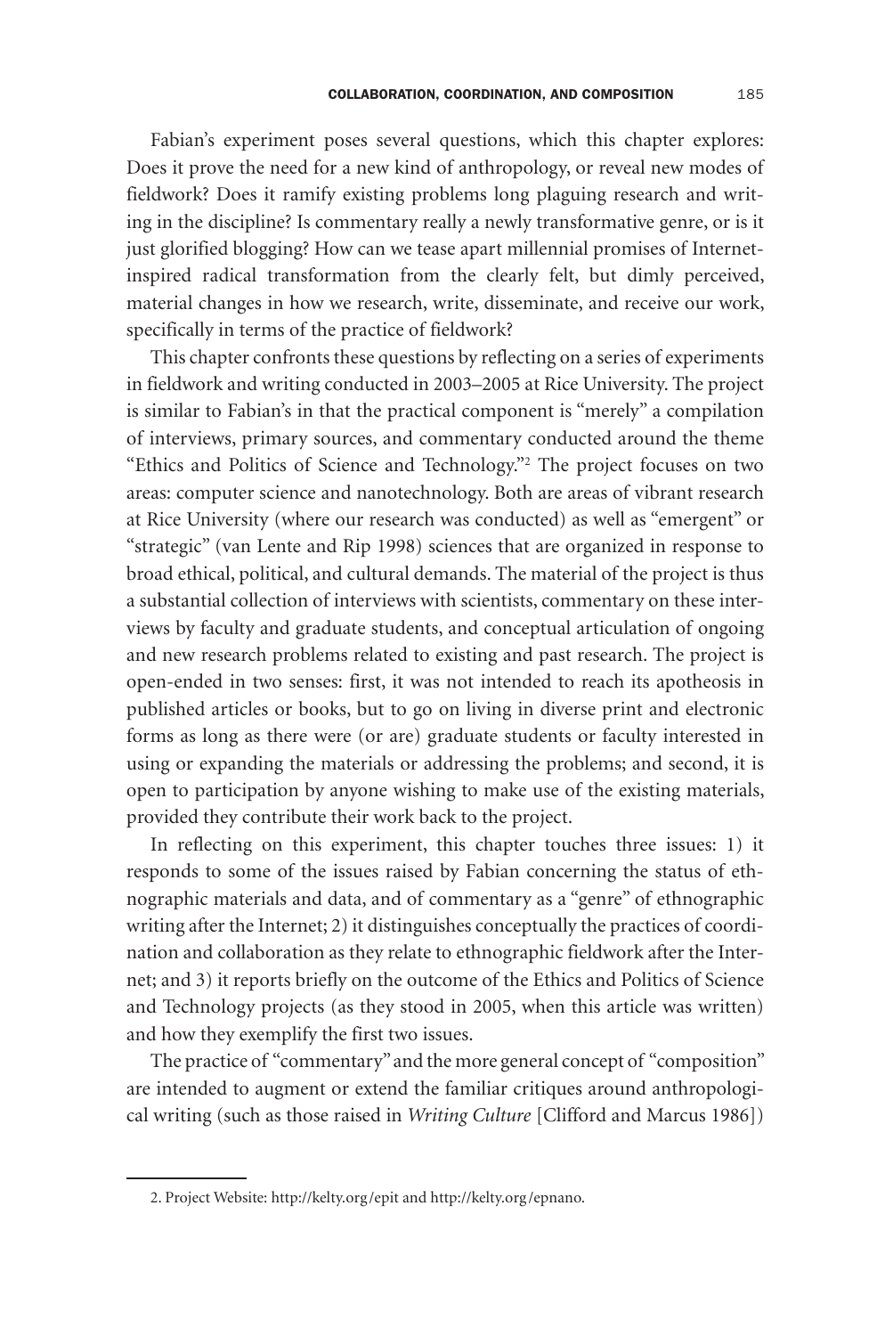Fabian's experiment poses several questions, which this chapter explores: Does it prove the need for a new kind of anthropology, or reveal new modes of fieldwork? Does it ramify existing problems long plaguing research and writing in the discipline? Is commentary really a newly transformative genre, or is it just glorified blogging? How can we tease apart millennial promises of Internet-inspired radical transformation from the clearly felt, but dimly perceived, material changes in how we research, write, disseminate, and receive our work, specifically in terms of the practice of fieldwork?

This chapter confronts these questions by reflecting on a series of experiments in fieldwork and writing conducted in 2003–2005 at Rice University. The project is similar to Fabian's in that the practical component is "merely" a compilation of interviews, primary sources, and commentary conducted around the theme "Ethics and Politics of Science and Technology."[2] The project focuses on two areas: computer science and nanotechnology. Both are areas of vibrant research at Rice University (where our research was conducted) as well as "emergent" or "strategic" (van Lente and Rip 1998) sciences that are organized in response to broad ethical, political, and cultural demands. The material of the project is thus a substantial collection of interviews with scientists, commentary on these interviews by faculty and graduate students, and conceptual articulation of ongoing and new research problems related to existing and past research. The project is open-ended in two senses: first, it was not intended to reach its apotheosis in published articles or books, but to go on living in diverse print and electronic forms as long as there were (or are) graduate students or faculty interested in using or expanding the materials or addressing the problems; and second, it is open to participation by anyone wishing to make use of the existing materials, provided they contribute their work back to the project.

In reflecting on this experiment, this chapter touches three issues: 1) it responds to some of the issues raised by Fabian concerning the status of ethnographic materials and data, and of commentary as a "genre" of ethnographic writing after the Internet; 2) it distinguishes conceptually the practices of coordination and collaboration as they relate to ethnographic fieldwork after the Internet; and 3) it reports briefly on the outcome of the Ethics and Politics of Science and Technology projects (as they stood in 2005, when this article was written) and how they exemplify the first two issues.

The practice of "commentary" and the more general concept of "composition" are intended to augment or extend the familiar critiques around anthropological writing (such as those raised in *Writing Culture* [Clifford and Marcus 1986])

---

2. Project Website: http://kelty.org/epit and http://kelty.org/epnano.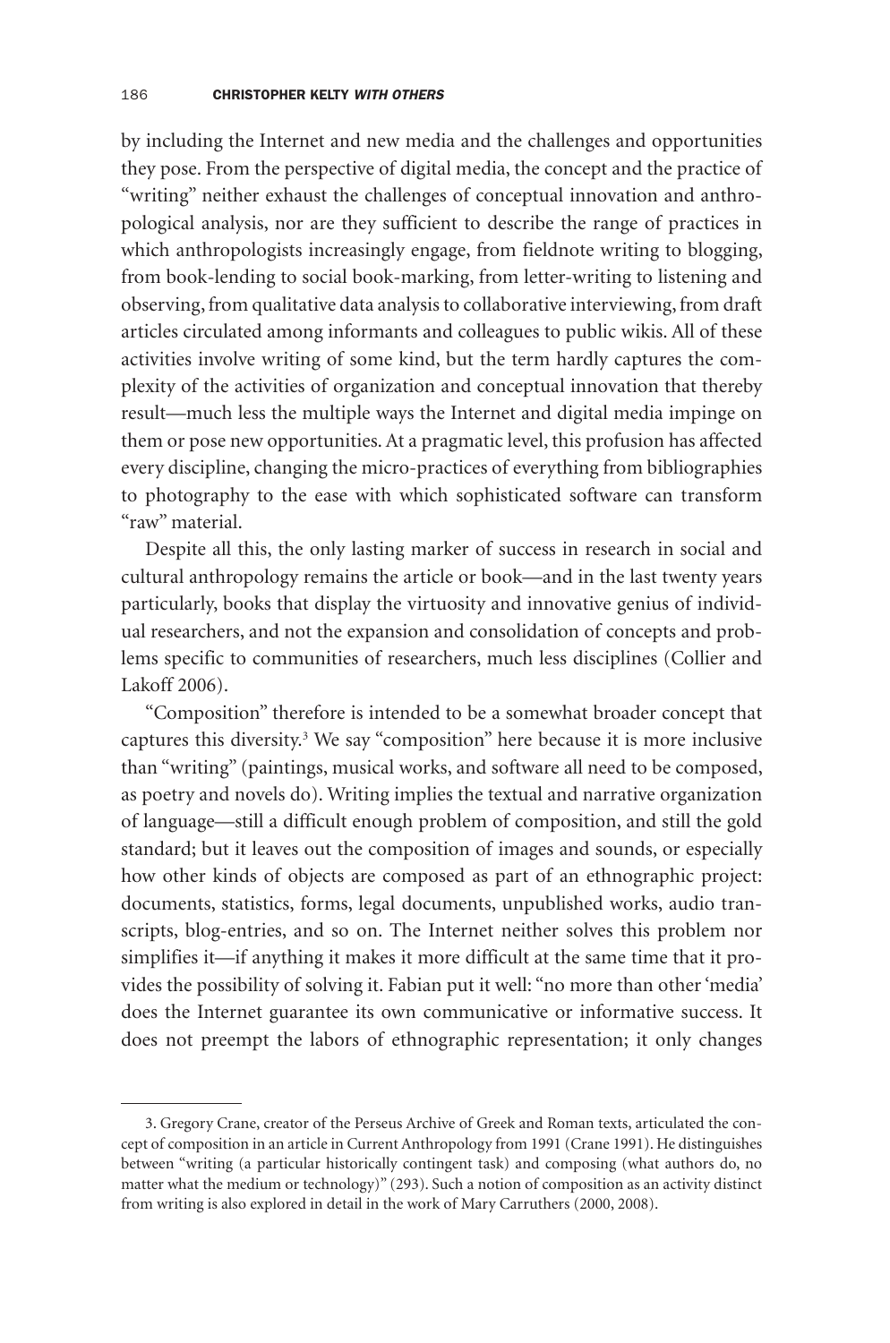by including the Internet and new media and the challenges and opportunities they pose. From the perspective of digital media, the concept and the practice of "writing" neither exhaust the challenges of conceptual innovation and anthropological analysis, nor are they sufficient to describe the range of practices in which anthropologists increasingly engage, from fieldnote writing to blogging, from book-lending to social book-marking, from letter-writing to listening and observing, from qualitative data analysis to collaborative interviewing, from draft articles circulated among informants and colleagues to public wikis. All of these activities involve writing of some kind, but the term hardly captures the complexity of the activities of organization and conceptual innovation that thereby result—much less the multiple ways the Internet and digital media impinge on them or pose new opportunities. At a pragmatic level, this profusion has affected every discipline, changing the micro-practices of everything from bibliographies to photography to the ease with which sophisticated software can transform "raw" material.

Despite all this, the only lasting marker of success in research in social and cultural anthropology remains the article or book—and in the last twenty years particularly, books that display the virtuosity and innovative genius of individual researchers, and not the expansion and consolidation of concepts and problems specific to communities of researchers, much less disciplines (Collier and Lakoff 2006).

"Composition" therefore is intended to be a somewhat broader concept that captures this diversity.[3] We say "composition" here because it is more inclusive than "writing" (paintings, musical works, and software all need to be composed, as poetry and novels do). Writing implies the textual and narrative organization of language—still a difficult enough problem of composition, and still the gold standard; but it leaves out the composition of images and sounds, or especially how other kinds of objects are composed as part of an ethnographic project: documents, statistics, forms, legal documents, unpublished works, audio transcripts, blog-entries, and so on. The Internet neither solves this problem nor simplifies it—if anything it makes it more difficult at the same time that it provides the possibility of solving it. Fabian put it well: "no more than other 'media' does the Internet guarantee its own communicative or informative success. It does not preempt the labors of ethnographic representation; it only changes

3. Gregory Crane, creator of the Perseus Archive of Greek and Roman texts, articulated the concept of composition in an article in Current Anthropology from 1991 (Crane 1991). He distinguishes between "writing (a particular historically contingent task) and composing (what authors do, no matter what the medium or technology)" (293). Such a notion of composition as an activity distinct from writing is also explored in detail in the work of Mary Carruthers (2000, 2008).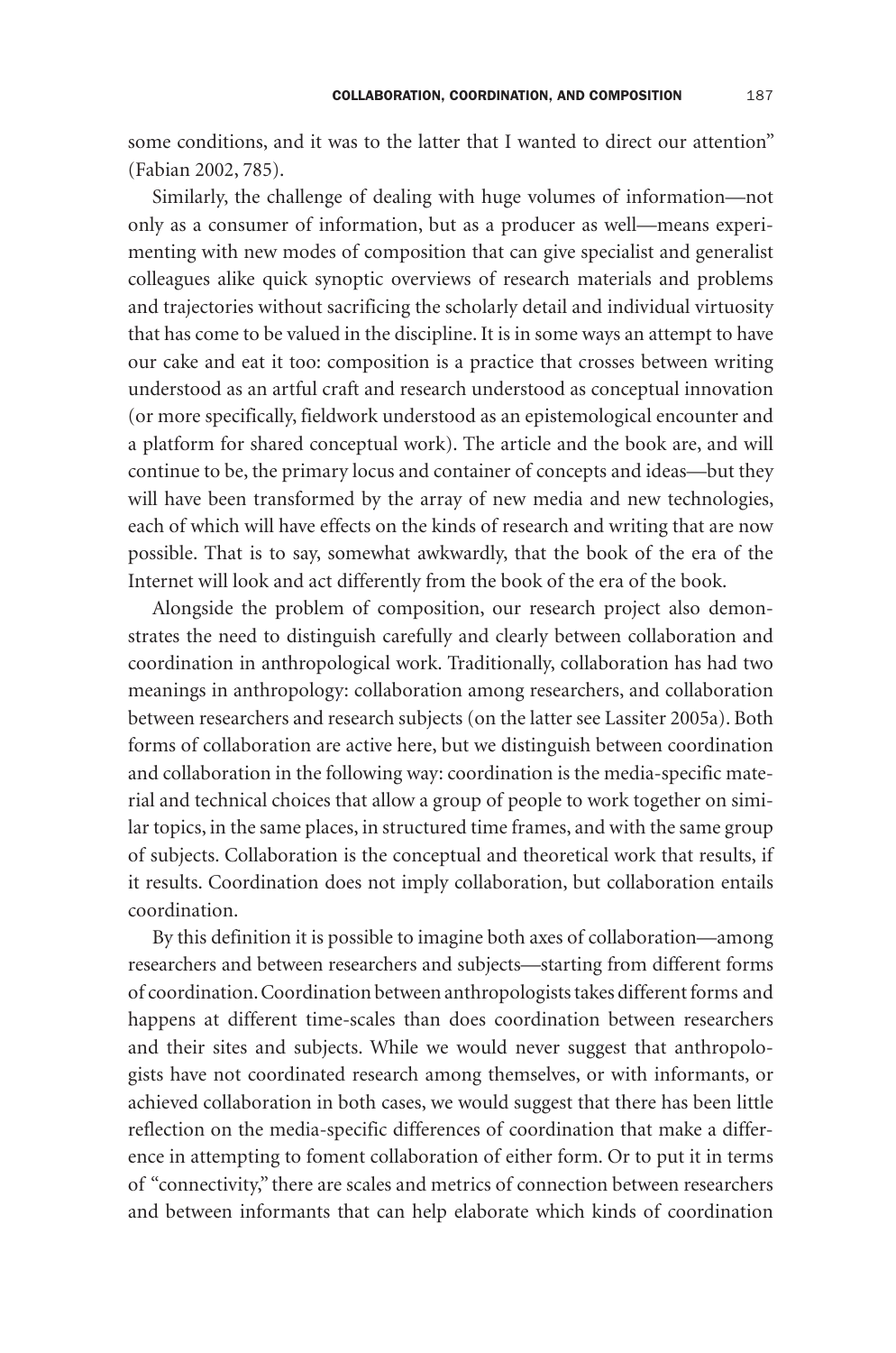some conditions, and it was to the latter that I wanted to direct our attention" (Fabian 2002, 785).

Similarly, the challenge of dealing with huge volumes of information—not only as a consumer of information, but as a producer as well—means experimenting with new modes of composition that can give specialist and generalist colleagues alike quick synoptic overviews of research materials and problems and trajectories without sacrificing the scholarly detail and individual virtuosity that has come to be valued in the discipline. It is in some ways an attempt to have our cake and eat it too: composition is a practice that crosses between writing understood as an artful craft and research understood as conceptual innovation (or more specifically, fieldwork understood as an epistemological encounter and a platform for shared conceptual work). The article and the book are, and will continue to be, the primary locus and container of concepts and ideas—but they will have been transformed by the array of new media and new technologies, each of which will have effects on the kinds of research and writing that are now possible. That is to say, somewhat awkwardly, that the book of the era of the Internet will look and act differently from the book of the era of the book.

Alongside the problem of composition, our research project also demonstrates the need to distinguish carefully and clearly between collaboration and coordination in anthropological work. Traditionally, collaboration has had two meanings in anthropology: collaboration among researchers, and collaboration between researchers and research subjects (on the latter see Lassiter 2005a). Both forms of collaboration are active here, but we distinguish between coordination and collaboration in the following way: coordination is the media-specific material and technical choices that allow a group of people to work together on similar topics, in the same places, in structured time frames, and with the same group of subjects. Collaboration is the conceptual and theoretical work that results, if it results. Coordination does not imply collaboration, but collaboration entails coordination.

By this definition it is possible to imagine both axes of collaboration—among researchers and between researchers and subjects—starting from different forms of coordination. Coordination between anthropologists takes different forms and happens at different time-scales than does coordination between researchers and their sites and subjects. While we would never suggest that anthropologists have not coordinated research among themselves, or with informants, or achieved collaboration in both cases, we would suggest that there has been little reflection on the media-specific differences of coordination that make a difference in attempting to foment collaboration of either form. Or to put it in terms of "connectivity," there are scales and metrics of connection between researchers and between informants that can help elaborate which kinds of coordination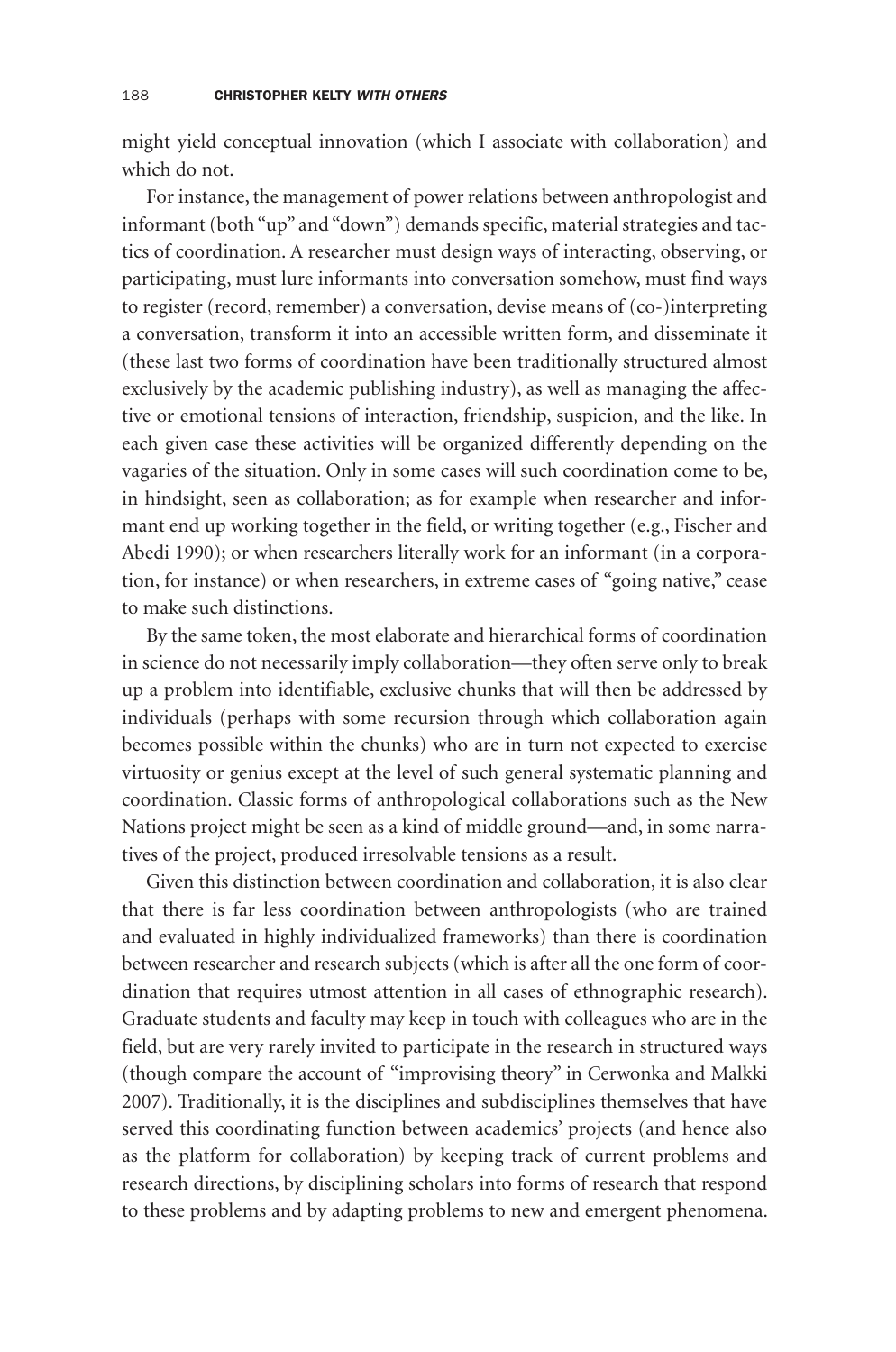might yield conceptual innovation (which I associate with collaboration) and which do not.

For instance, the management of power relations between anthropologist and informant (both "up" and "down") demands specific, material strategies and tactics of coordination. A researcher must design ways of interacting, observing, or participating, must lure informants into conversation somehow, must find ways to register (record, remember) a conversation, devise means of (co-)interpreting a conversation, transform it into an accessible written form, and disseminate it (these last two forms of coordination have been traditionally structured almost exclusively by the academic publishing industry), as well as managing the affective or emotional tensions of interaction, friendship, suspicion, and the like. In each given case these activities will be organized differently depending on the vagaries of the situation. Only in some cases will such coordination come to be, in hindsight, seen as collaboration; as for example when researcher and informant end up working together in the field, or writing together (e.g., Fischer and Abedi 1990); or when researchers literally work for an informant (in a corporation, for instance) or when researchers, in extreme cases of "going native," cease to make such distinctions.

By the same token, the most elaborate and hierarchical forms of coordination in science do not necessarily imply collaboration—they often serve only to break up a problem into identifiable, exclusive chunks that will then be addressed by individuals (perhaps with some recursion through which collaboration again becomes possible within the chunks) who are in turn not expected to exercise virtuosity or genius except at the level of such general systematic planning and coordination. Classic forms of anthropological collaborations such as the New Nations project might be seen as a kind of middle ground—and, in some narratives of the project, produced irresolvable tensions as a result.

Given this distinction between coordination and collaboration, it is also clear that there is far less coordination between anthropologists (who are trained and evaluated in highly individualized frameworks) than there is coordination between researcher and research subjects (which is after all the one form of coordination that requires utmost attention in all cases of ethnographic research). Graduate students and faculty may keep in touch with colleagues who are in the field, but are very rarely invited to participate in the research in structured ways (though compare the account of "improvising theory" in Cerwonka and Malkki 2007). Traditionally, it is the disciplines and subdisciplines themselves that have served this coordinating function between academics' projects (and hence also as the platform for collaboration) by keeping track of current problems and research directions, by disciplining scholars into forms of research that respond to these problems and by adapting problems to new and emergent phenomena.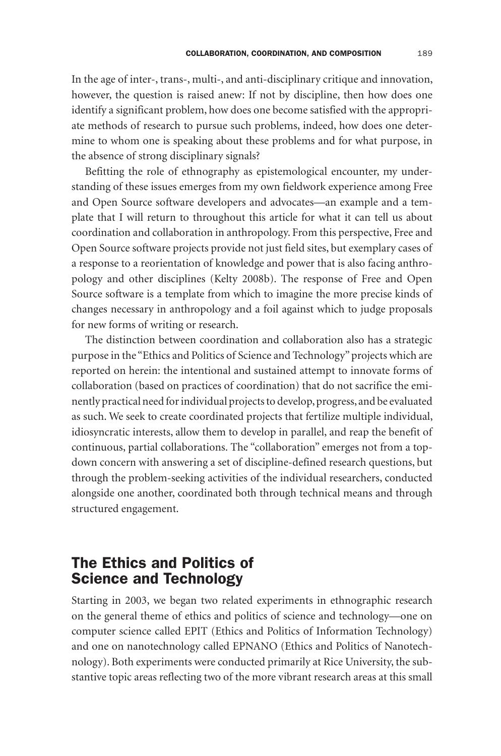In the age of inter-, trans-, multi-, and anti-disciplinary critique and innovation, however, the question is raised anew: If not by discipline, then how does one identify a significant problem, how does one become satisfied with the appropriate methods of research to pursue such problems, indeed, how does one determine to whom one is speaking about these problems and for what purpose, in the absence of strong disciplinary signals?

Befitting the role of ethnography as epistemological encounter, my understanding of these issues emerges from my own fieldwork experience among Free and Open Source software developers and advocates—an example and a template that I will return to throughout this article for what it can tell us about coordination and collaboration in anthropology. From this perspective, Free and Open Source software projects provide not just field sites, but exemplary cases of a response to a reorientation of knowledge and power that is also facing anthropology and other disciplines (Kelty 2008b). The response of Free and Open Source software is a template from which to imagine the more precise kinds of changes necessary in anthropology and a foil against which to judge proposals for new forms of writing or research.

The distinction between coordination and collaboration also has a strategic purpose in the "Ethics and Politics of Science and Technology" projects which are reported on herein: the intentional and sustained attempt to innovate forms of collaboration (based on practices of coordination) that do not sacrifice the eminently practical need for individual projects to develop, progress, and be evaluated as such. We seek to create coordinated projects that fertilize multiple individual, idiosyncratic interests, allow them to develop in parallel, and reap the benefit of continuous, partial collaborations. The "collaboration" emerges not from a top-down concern with answering a set of discipline-defined research questions, but through the problem-seeking activities of the individual researchers, conducted alongside one another, coordinated both through technical means and through structured engagement.

## The Ethics and Politics of Science and Technology

Starting in 2003, we began two related experiments in ethnographic research on the general theme of ethics and politics of science and technology—one on computer science called EPIT (Ethics and Politics of Information Technology) and one on nanotechnology called EPNANO (Ethics and Politics of Nanotechnology). Both experiments were conducted primarily at Rice University, the substantive topic areas reflecting two of the more vibrant research areas at this small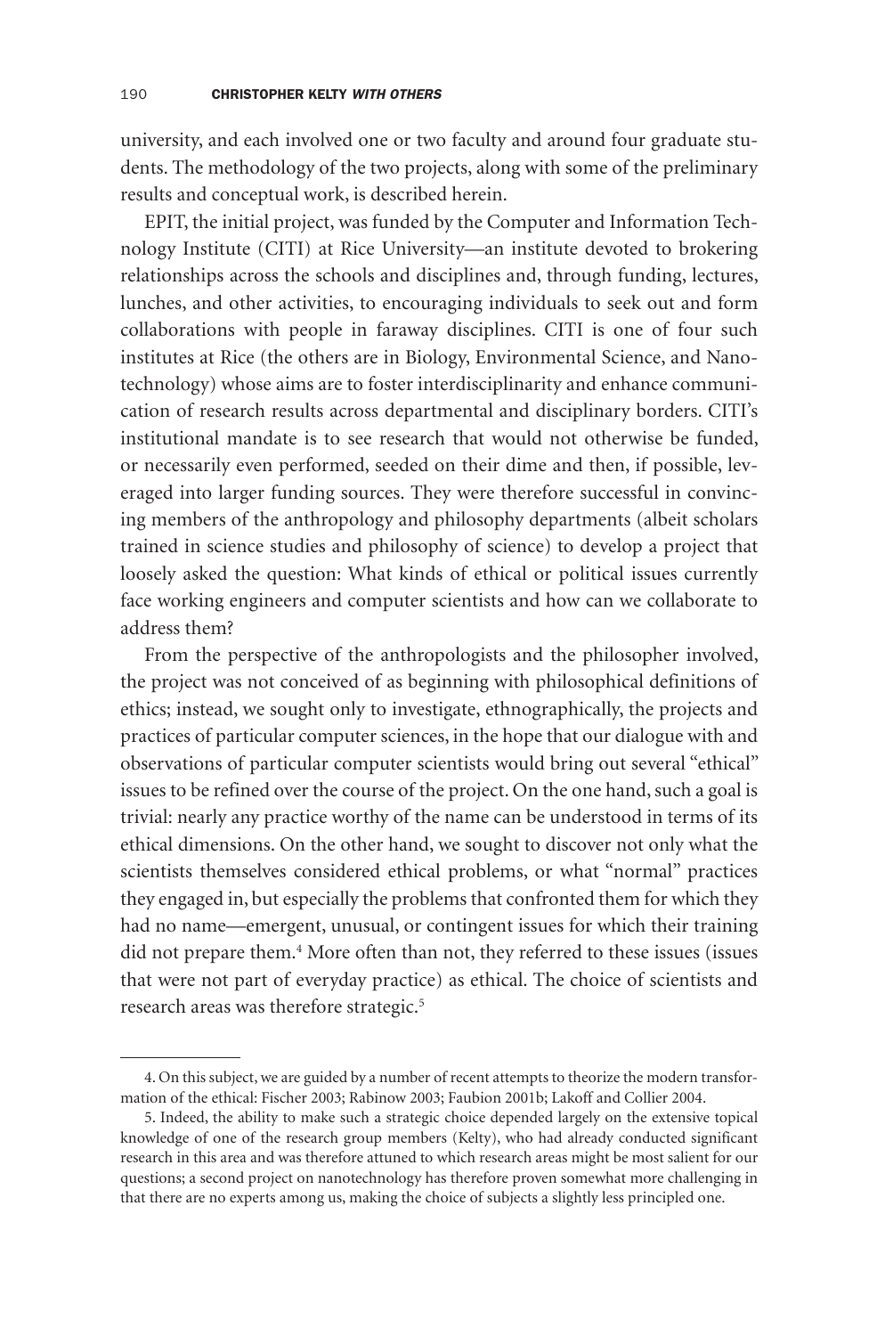university, and each involved one or two faculty and around four graduate students. The methodology of the two projects, along with some of the preliminary results and conceptual work, is described herein.

EPIT, the initial project, was funded by the Computer and Information Technology Institute (CITI) at Rice University—an institute devoted to brokering relationships across the schools and disciplines and, through funding, lectures, lunches, and other activities, to encouraging individuals to seek out and form collaborations with people in faraway disciplines. CITI is one of four such institutes at Rice (the others are in Biology, Environmental Science, and Nanotechnology) whose aims are to foster interdisciplinarity and enhance communication of research results across departmental and disciplinary borders. CITI's institutional mandate is to see research that would not otherwise be funded, or necessarily even performed, seeded on their dime and then, if possible, leveraged into larger funding sources. They were therefore successful in convincing members of the anthropology and philosophy departments (albeit scholars trained in science studies and philosophy of science) to develop a project that loosely asked the question: What kinds of ethical or political issues currently face working engineers and computer scientists and how can we collaborate to address them?

From the perspective of the anthropologists and the philosopher involved, the project was not conceived of as beginning with philosophical definitions of ethics; instead, we sought only to investigate, ethnographically, the projects and practices of particular computer sciences, in the hope that our dialogue with and observations of particular computer scientists would bring out several "ethical" issues to be refined over the course of the project. On the one hand, such a goal is trivial: nearly any practice worthy of the name can be understood in terms of its ethical dimensions. On the other hand, we sought to discover not only what the scientists themselves considered ethical problems, or what "normal" practices they engaged in, but especially the problems that confronted them for which they had no name—emergent, unusual, or contingent issues for which their training did not prepare them.[4] More often than not, they referred to these issues (issues that were not part of everyday practice) as ethical. The choice of scientists and research areas was therefore strategic.[5]

---

4. On this subject, we are guided by a number of recent attempts to theorize the modern transformation of the ethical: Fischer 2003; Rabinow 2003; Faubion 2001b; Lakoff and Collier 2004.

5. Indeed, the ability to make such a strategic choice depended largely on the extensive topical knowledge of one of the research group members (Kelty), who had already conducted significant research in this area and was therefore attuned to which research areas might be most salient for our questions; a second project on nanotechnology has therefore proven somewhat more challenging in that there are no experts among us, making the choice of subjects a slightly less principled one.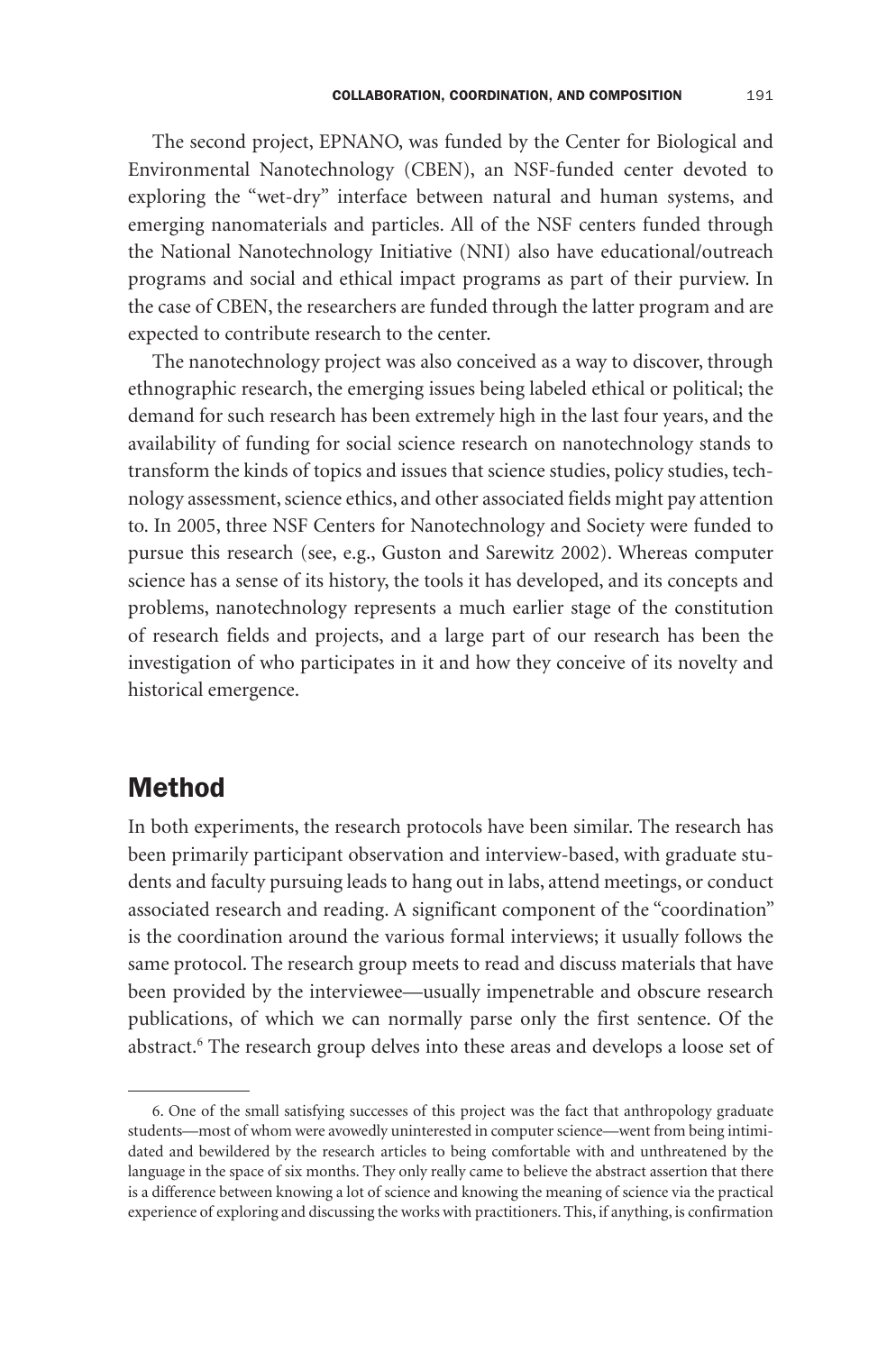The second project, EPNANO, was funded by the Center for Biological and Environmental Nanotechnology (CBEN), an NSF-funded center devoted to exploring the "wet-dry" interface between natural and human systems, and emerging nanomaterials and particles. All of the NSF centers funded through the National Nanotechnology Initiative (NNI) also have educational/outreach programs and social and ethical impact programs as part of their purview. In the case of CBEN, the researchers are funded through the latter program and are expected to contribute research to the center.

The nanotechnology project was also conceived as a way to discover, through ethnographic research, the emerging issues being labeled ethical or political; the demand for such research has been extremely high in the last four years, and the availability of funding for social science research on nanotechnology stands to transform the kinds of topics and issues that science studies, policy studies, technology assessment, science ethics, and other associated fields might pay attention to. In 2005, three NSF Centers for Nanotechnology and Society were funded to pursue this research (see, e.g., Guston and Sarewitz 2002). Whereas computer science has a sense of its history, the tools it has developed, and its concepts and problems, nanotechnology represents a much earlier stage of the constitution of research fields and projects, and a large part of our research has been the investigation of who participates in it and how they conceive of its novelty and historical emergence.

## Method

In both experiments, the research protocols have been similar. The research has been primarily participant observation and interview-based, with graduate students and faculty pursuing leads to hang out in labs, attend meetings, or conduct associated research and reading. A significant component of the "coordination" is the coordination around the various formal interviews; it usually follows the same protocol. The research group meets to read and discuss materials that have been provided by the interviewee—usually impenetrable and obscure research publications, of which we can normally parse only the first sentence. Of the abstract.[6] The research group delves into these areas and develops a loose set of

6. One of the small satisfying successes of this project was the fact that anthropology graduate students—most of whom were avowedly uninterested in computer science—went from being intimidated and bewildered by the research articles to being comfortable with and unthreatened by the language in the space of six months. They only really came to believe the abstract assertion that there is a difference between knowing a lot of science and knowing the meaning of science via the practical experience of exploring and discussing the works with practitioners. This, if anything, is confirmation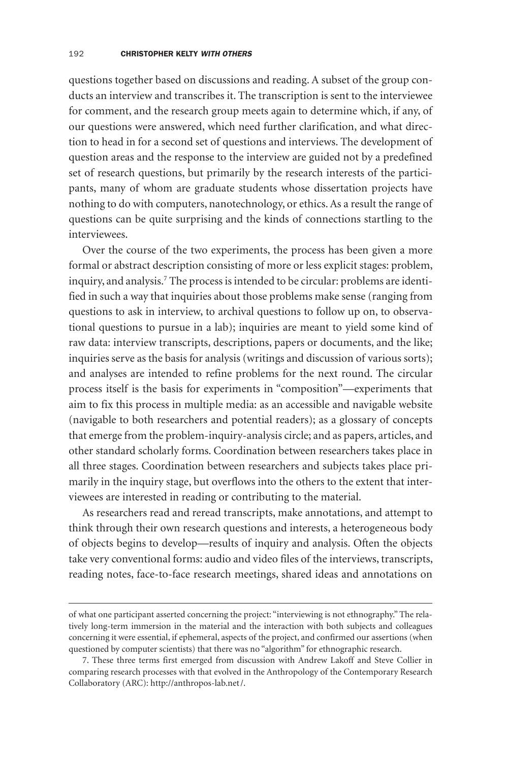questions together based on discussions and reading. A subset of the group conducts an interview and transcribes it. The transcription is sent to the interviewee for comment, and the research group meets again to determine which, if any, of our questions were answered, which need further clarification, and what direction to head in for a second set of questions and interviews. The development of question areas and the response to the interview are guided not by a predefined set of research questions, but primarily by the research interests of the participants, many of whom are graduate students whose dissertation projects have nothing to do with computers, nanotechnology, or ethics. As a result the range of questions can be quite surprising and the kinds of connections startling to the interviewees.

Over the course of the two experiments, the process has been given a more formal or abstract description consisting of more or less explicit stages: problem, inquiry, and analysis.[7] The process is intended to be circular: problems are identified in such a way that inquiries about those problems make sense (ranging from questions to ask in interview, to archival questions to follow up on, to observational questions to pursue in a lab); inquiries are meant to yield some kind of raw data: interview transcripts, descriptions, papers or documents, and the like; inquiries serve as the basis for analysis (writings and discussion of various sorts); and analyses are intended to refine problems for the next round. The circular process itself is the basis for experiments in "composition"—experiments that aim to fix this process in multiple media: as an accessible and navigable website (navigable to both researchers and potential readers); as a glossary of concepts that emerge from the problem-inquiry-analysis circle; and as papers, articles, and other standard scholarly forms. Coordination between researchers takes place in all three stages. Coordination between researchers and subjects takes place primarily in the inquiry stage, but overflows into the others to the extent that interviewees are interested in reading or contributing to the material.

As researchers read and reread transcripts, make annotations, and attempt to think through their own research questions and interests, a heterogeneous body of objects begins to develop—results of inquiry and analysis. Often the objects take very conventional forms: audio and video files of the interviews, transcripts, reading notes, face-to-face research meetings, shared ideas and annotations on

---

of what one participant asserted concerning the project: "interviewing is not ethnography." The relatively long-term immersion in the material and the interaction with both subjects and colleagues concerning it were essential, if ephemeral, aspects of the project, and confirmed our assertions (when questioned by computer scientists) that there was no "algorithm" for ethnographic research.

7. These three terms first emerged from discussion with Andrew Lakoff and Steve Collier in comparing research processes with that evolved in the Anthropology of the Contemporary Research Collaboratory (ARC): http://anthropos-lab.net/.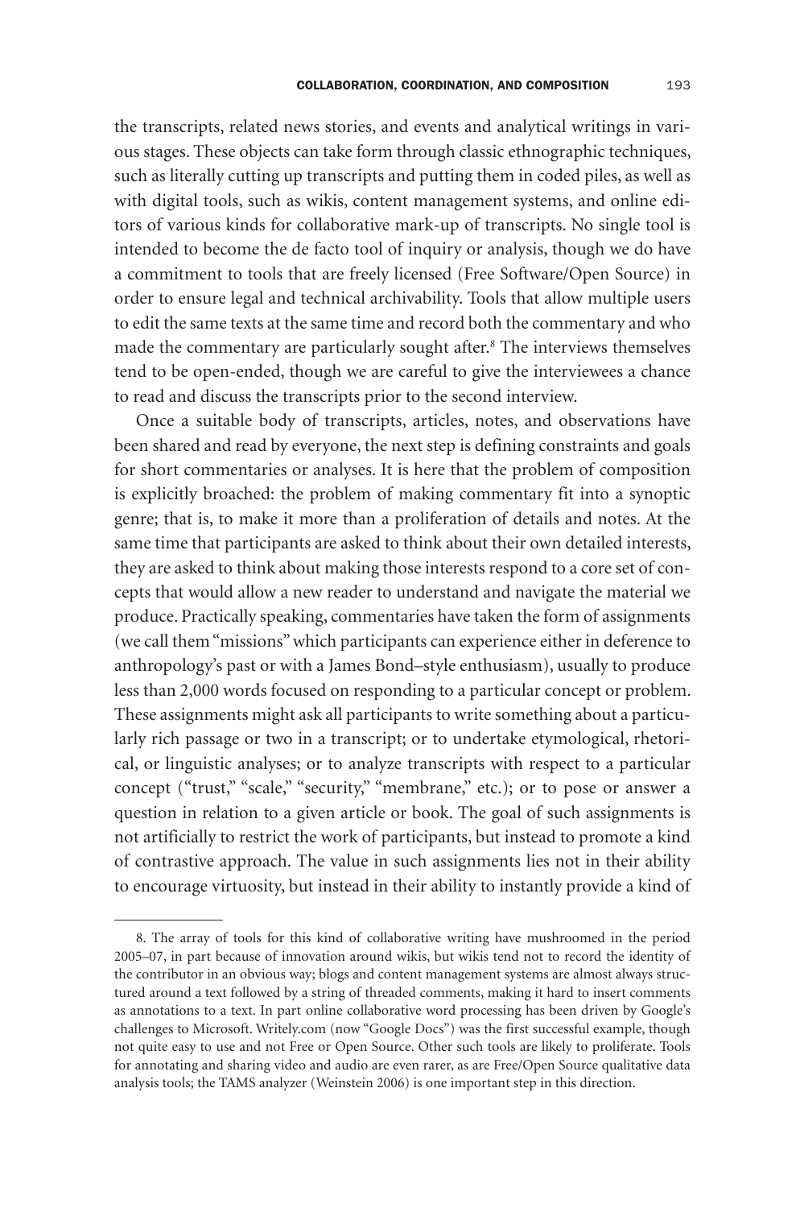the transcripts, related news stories, and events and analytical writings in various stages. These objects can take form through classic ethnographic techniques, such as literally cutting up transcripts and putting them in coded piles, as well as with digital tools, such as wikis, content management systems, and online editors of various kinds for collaborative mark-up of transcripts. No single tool is intended to become the de facto tool of inquiry or analysis, though we do have a commitment to tools that are freely licensed (Free Software/Open Source) in order to ensure legal and technical archivability. Tools that allow multiple users to edit the same texts at the same time and record both the commentary and who made the commentary are particularly sought after.[8] The interviews themselves tend to be open-ended, though we are careful to give the interviewees a chance to read and discuss the transcripts prior to the second interview.

Once a suitable body of transcripts, articles, notes, and observations have been shared and read by everyone, the next step is defining constraints and goals for short commentaries or analyses. It is here that the problem of composition is explicitly broached: the problem of making commentary fit into a synoptic genre; that is, to make it more than a proliferation of details and notes. At the same time that participants are asked to think about their own detailed interests, they are asked to think about making those interests respond to a core set of concepts that would allow a new reader to understand and navigate the material we produce. Practically speaking, commentaries have taken the form of assignments (we call them "missions" which participants can experience either in deference to anthropology's past or with a James Bond–style enthusiasm), usually to produce less than 2,000 words focused on responding to a particular concept or problem. These assignments might ask all participants to write something about a particularly rich passage or two in a transcript; or to undertake etymological, rhetorical, or linguistic analyses; or to analyze transcripts with respect to a particular concept ("trust," "scale," "security," "membrane," etc.); or to pose or answer a question in relation to a given article or book. The goal of such assignments is not artificially to restrict the work of participants, but instead to promote a kind of contrastive approach. The value in such assignments lies not in their ability to encourage virtuosity, but instead in their ability to instantly provide a kind of

8. The array of tools for this kind of collaborative writing have mushroomed in the period 2005–07, in part because of innovation around wikis, but wikis tend not to record the identity of the contributor in an obvious way; blogs and content management systems are almost always structured around a text followed by a string of threaded comments, making it hard to insert comments as annotations to a text. In part online collaborative word processing has been driven by Google's challenges to Microsoft. Writely.com (now "Google Docs") was the first successful example, though not quite easy to use and not Free or Open Source. Other such tools are likely to proliferate. Tools for annotating and sharing video and audio are even rarer, as are Free/Open Source qualitative data analysis tools; the TAMS analyzer (Weinstein 2006) is one important step in this direction.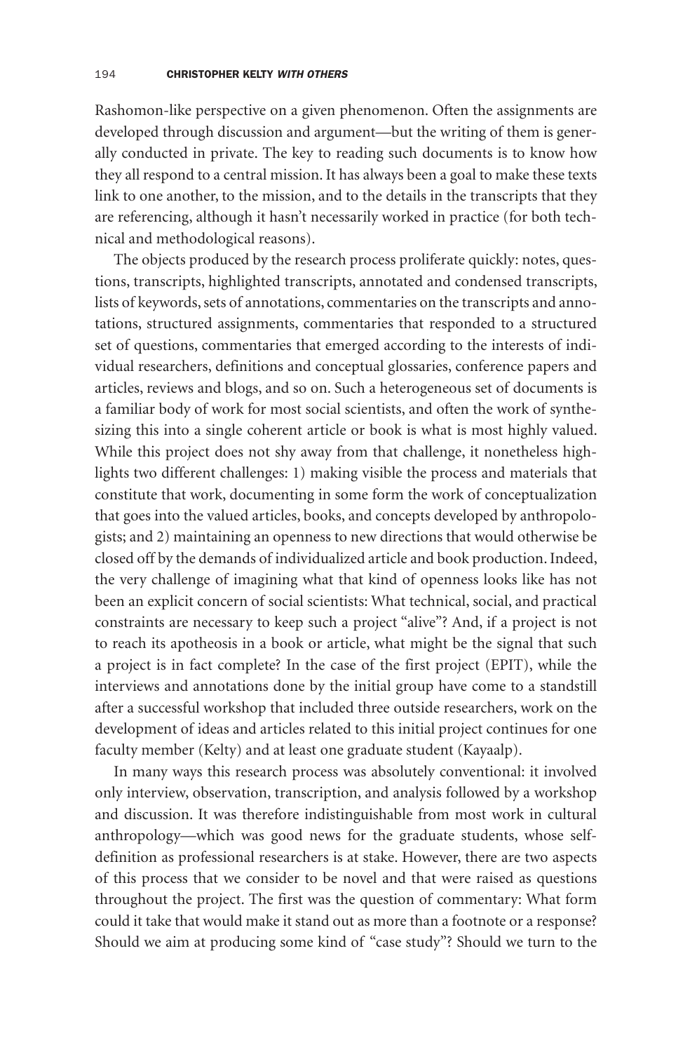Rashomon-like perspective on a given phenomenon. Often the assignments are developed through discussion and argument—but the writing of them is generally conducted in private. The key to reading such documents is to know how they all respond to a central mission. It has always been a goal to make these texts link to one another, to the mission, and to the details in the transcripts that they are referencing, although it hasn't necessarily worked in practice (for both technical and methodological reasons).

The objects produced by the research process proliferate quickly: notes, questions, transcripts, highlighted transcripts, annotated and condensed transcripts, lists of keywords, sets of annotations, commentaries on the transcripts and annotations, structured assignments, commentaries that responded to a structured set of questions, commentaries that emerged according to the interests of individual researchers, definitions and conceptual glossaries, conference papers and articles, reviews and blogs, and so on. Such a heterogeneous set of documents is a familiar body of work for most social scientists, and often the work of synthesizing this into a single coherent article or book is what is most highly valued. While this project does not shy away from that challenge, it nonetheless highlights two different challenges: 1) making visible the process and materials that constitute that work, documenting in some form the work of conceptualization that goes into the valued articles, books, and concepts developed by anthropologists; and 2) maintaining an openness to new directions that would otherwise be closed off by the demands of individualized article and book production. Indeed, the very challenge of imagining what that kind of openness looks like has not been an explicit concern of social scientists: What technical, social, and practical constraints are necessary to keep such a project "alive"? And, if a project is not to reach its apotheosis in a book or article, what might be the signal that such a project is in fact complete? In the case of the first project (EPIT), while the interviews and annotations done by the initial group have come to a standstill after a successful workshop that included three outside researchers, work on the development of ideas and articles related to this initial project continues for one faculty member (Kelty) and at least one graduate student (Kayaalp).

In many ways this research process was absolutely conventional: it involved only interview, observation, transcription, and analysis followed by a workshop and discussion. It was therefore indistinguishable from most work in cultural anthropology—which was good news for the graduate students, whose self-definition as professional researchers is at stake. However, there are two aspects of this process that we consider to be novel and that were raised as questions throughout the project. The first was the question of commentary: What form could it take that would make it stand out as more than a footnote or a response? Should we aim at producing some kind of "case study"? Should we turn to the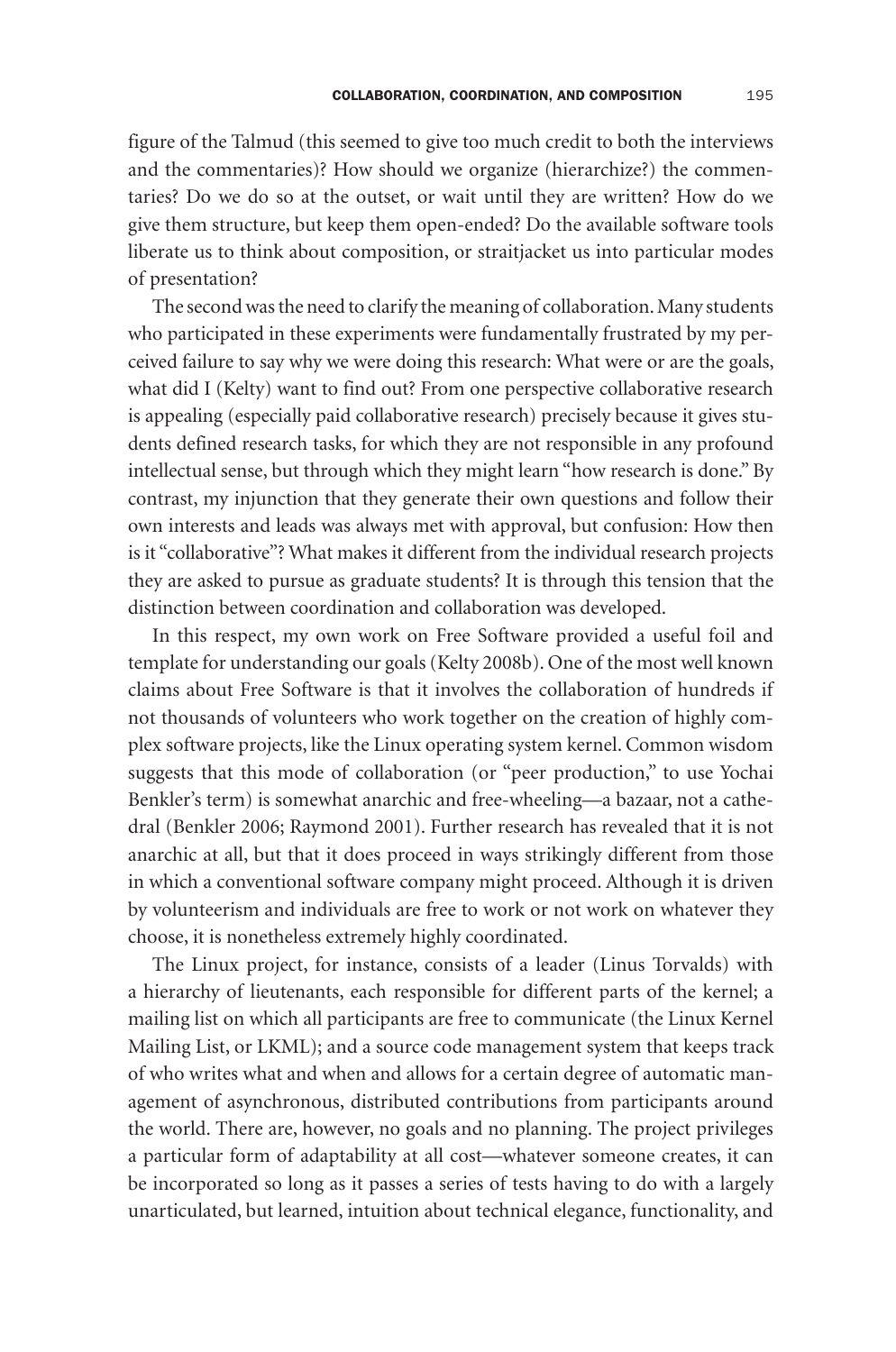figure of the Talmud (this seemed to give too much credit to both the interviews and the commentaries)? How should we organize (hierarchize?) the commentaries? Do we do so at the outset, or wait until they are written? How do we give them structure, but keep them open-ended? Do the available software tools liberate us to think about composition, or straitjacket us into particular modes of presentation?

The second was the need to clarify the meaning of collaboration. Many students who participated in these experiments were fundamentally frustrated by my perceived failure to say why we were doing this research: What were or are the goals, what did I (Kelty) want to find out? From one perspective collaborative research is appealing (especially paid collaborative research) precisely because it gives students defined research tasks, for which they are not responsible in any profound intellectual sense, but through which they might learn "how research is done." By contrast, my injunction that they generate their own questions and follow their own interests and leads was always met with approval, but confusion: How then is it "collaborative"? What makes it different from the individual research projects they are asked to pursue as graduate students? It is through this tension that the distinction between coordination and collaboration was developed.

In this respect, my own work on Free Software provided a useful foil and template for understanding our goals (Kelty 2008b). One of the most well known claims about Free Software is that it involves the collaboration of hundreds if not thousands of volunteers who work together on the creation of highly complex software projects, like the Linux operating system kernel. Common wisdom suggests that this mode of collaboration (or "peer production," to use Yochai Benkler's term) is somewhat anarchic and free-wheeling—a bazaar, not a cathedral (Benkler 2006; Raymond 2001). Further research has revealed that it is not anarchic at all, but that it does proceed in ways strikingly different from those in which a conventional software company might proceed. Although it is driven by volunteerism and individuals are free to work or not work on whatever they choose, it is nonetheless extremely highly coordinated.

The Linux project, for instance, consists of a leader (Linus Torvalds) with a hierarchy of lieutenants, each responsible for different parts of the kernel; a mailing list on which all participants are free to communicate (the Linux Kernel Mailing List, or LKML); and a source code management system that keeps track of who writes what and when and allows for a certain degree of automatic management of asynchronous, distributed contributions from participants around the world. There are, however, no goals and no planning. The project privileges a particular form of adaptability at all cost—whatever someone creates, it can be incorporated so long as it passes a series of tests having to do with a largely unarticulated, but learned, intuition about technical elegance, functionality, and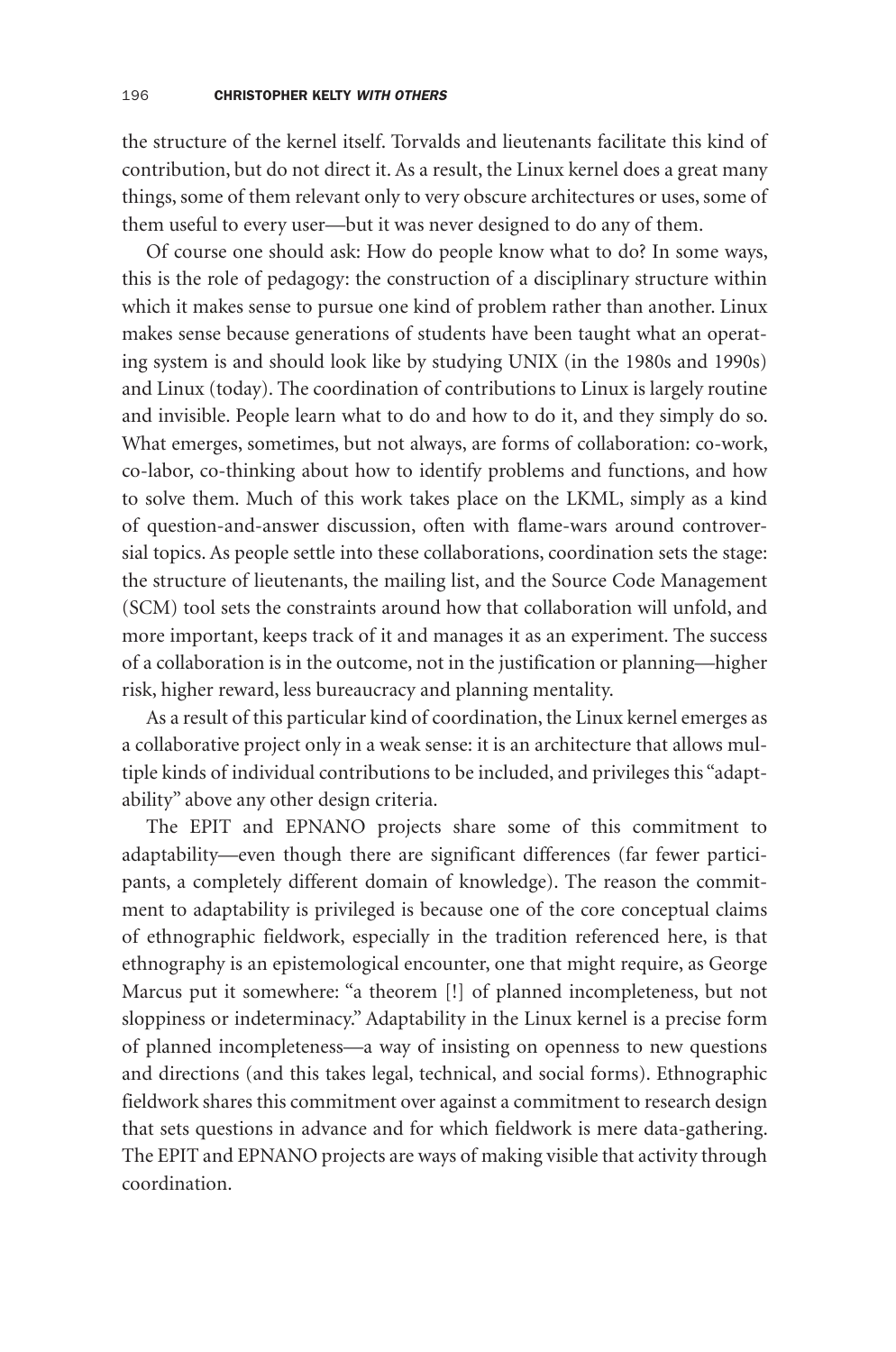the structure of the kernel itself. Torvalds and lieutenants facilitate this kind of contribution, but do not direct it. As a result, the Linux kernel does a great many things, some of them relevant only to very obscure architectures or uses, some of them useful to every user—but it was never designed to do any of them.

Of course one should ask: How do people know what to do? In some ways, this is the role of pedagogy: the construction of a disciplinary structure within which it makes sense to pursue one kind of problem rather than another. Linux makes sense because generations of students have been taught what an operating system is and should look like by studying UNIX (in the 1980s and 1990s) and Linux (today). The coordination of contributions to Linux is largely routine and invisible. People learn what to do and how to do it, and they simply do so. What emerges, sometimes, but not always, are forms of collaboration: co-work, co-labor, co-thinking about how to identify problems and functions, and how to solve them. Much of this work takes place on the LKML, simply as a kind of question-and-answer discussion, often with flame-wars around controversial topics. As people settle into these collaborations, coordination sets the stage: the structure of lieutenants, the mailing list, and the Source Code Management (SCM) tool sets the constraints around how that collaboration will unfold, and more important, keeps track of it and manages it as an experiment. The success of a collaboration is in the outcome, not in the justification or planning—higher risk, higher reward, less bureaucracy and planning mentality.

As a result of this particular kind of coordination, the Linux kernel emerges as a collaborative project only in a weak sense: it is an architecture that allows multiple kinds of individual contributions to be included, and privileges this "adaptability" above any other design criteria.

The EPIT and EPNANO projects share some of this commitment to adaptability—even though there are significant differences (far fewer participants, a completely different domain of knowledge). The reason the commitment to adaptability is privileged is because one of the core conceptual claims of ethnographic fieldwork, especially in the tradition referenced here, is that ethnography is an epistemological encounter, one that might require, as George Marcus put it somewhere: "a theorem [!] of planned incompleteness, but not sloppiness or indeterminacy." Adaptability in the Linux kernel is a precise form of planned incompleteness—a way of insisting on openness to new questions and directions (and this takes legal, technical, and social forms). Ethnographic fieldwork shares this commitment over against a commitment to research design that sets questions in advance and for which fieldwork is mere data-gathering. The EPIT and EPNANO projects are ways of making visible that activity through coordination.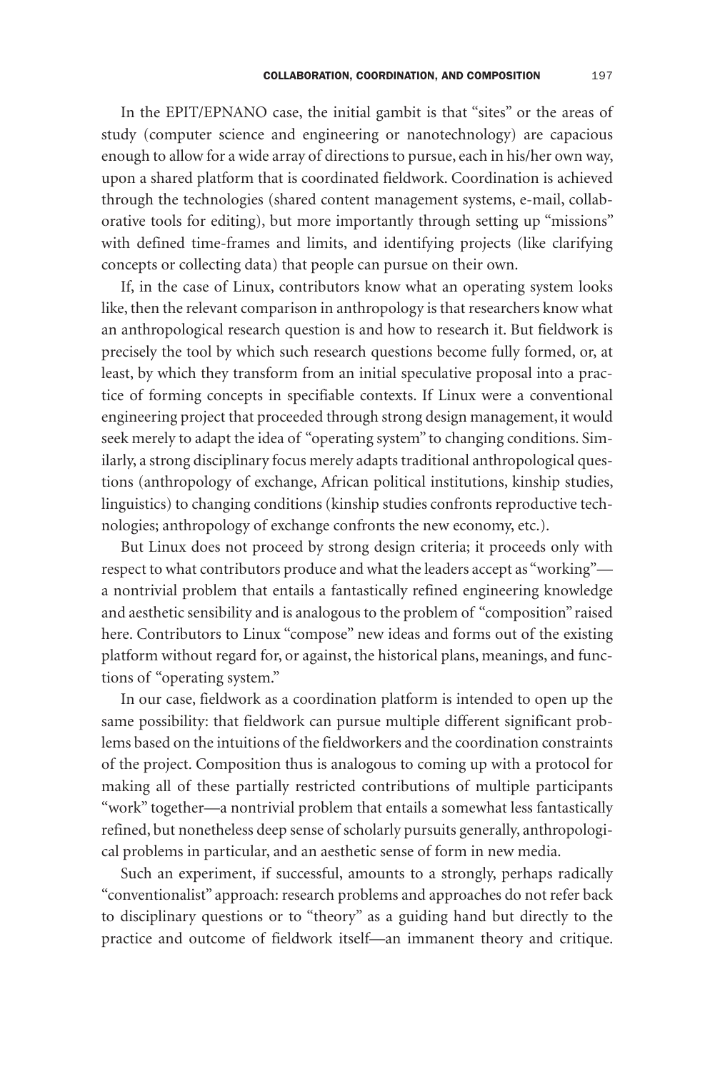In the EPIT/EPNANO case, the initial gambit is that "sites" or the areas of study (computer science and engineering or nanotechnology) are capacious enough to allow for a wide array of directions to pursue, each in his/her own way, upon a shared platform that is coordinated fieldwork. Coordination is achieved through the technologies (shared content management systems, e-mail, collaborative tools for editing), but more importantly through setting up "missions" with defined time-frames and limits, and identifying projects (like clarifying concepts or collecting data) that people can pursue on their own.

If, in the case of Linux, contributors know what an operating system looks like, then the relevant comparison in anthropology is that researchers know what an anthropological research question is and how to research it. But fieldwork is precisely the tool by which such research questions become fully formed, or, at least, by which they transform from an initial speculative proposal into a practice of forming concepts in specifiable contexts. If Linux were a conventional engineering project that proceeded through strong design management, it would seek merely to adapt the idea of "operating system" to changing conditions. Similarly, a strong disciplinary focus merely adapts traditional anthropological questions (anthropology of exchange, African political institutions, kinship studies, linguistics) to changing conditions (kinship studies confronts reproductive technologies; anthropology of exchange confronts the new economy, etc.).

But Linux does not proceed by strong design criteria; it proceeds only with respect to what contributors produce and what the leaders accept as "working"—a nontrivial problem that entails a fantastically refined engineering knowledge and aesthetic sensibility and is analogous to the problem of "composition" raised here. Contributors to Linux "compose" new ideas and forms out of the existing platform without regard for, or against, the historical plans, meanings, and functions of "operating system."

In our case, fieldwork as a coordination platform is intended to open up the same possibility: that fieldwork can pursue multiple different significant problems based on the intuitions of the fieldworkers and the coordination constraints of the project. Composition thus is analogous to coming up with a protocol for making all of these partially restricted contributions of multiple participants "work" together—a nontrivial problem that entails a somewhat less fantastically refined, but nonetheless deep sense of scholarly pursuits generally, anthropological problems in particular, and an aesthetic sense of form in new media.

Such an experiment, if successful, amounts to a strongly, perhaps radically "conventionalist" approach: research problems and approaches do not refer back to disciplinary questions or to "theory" as a guiding hand but directly to the practice and outcome of fieldwork itself—an immanent theory and critique.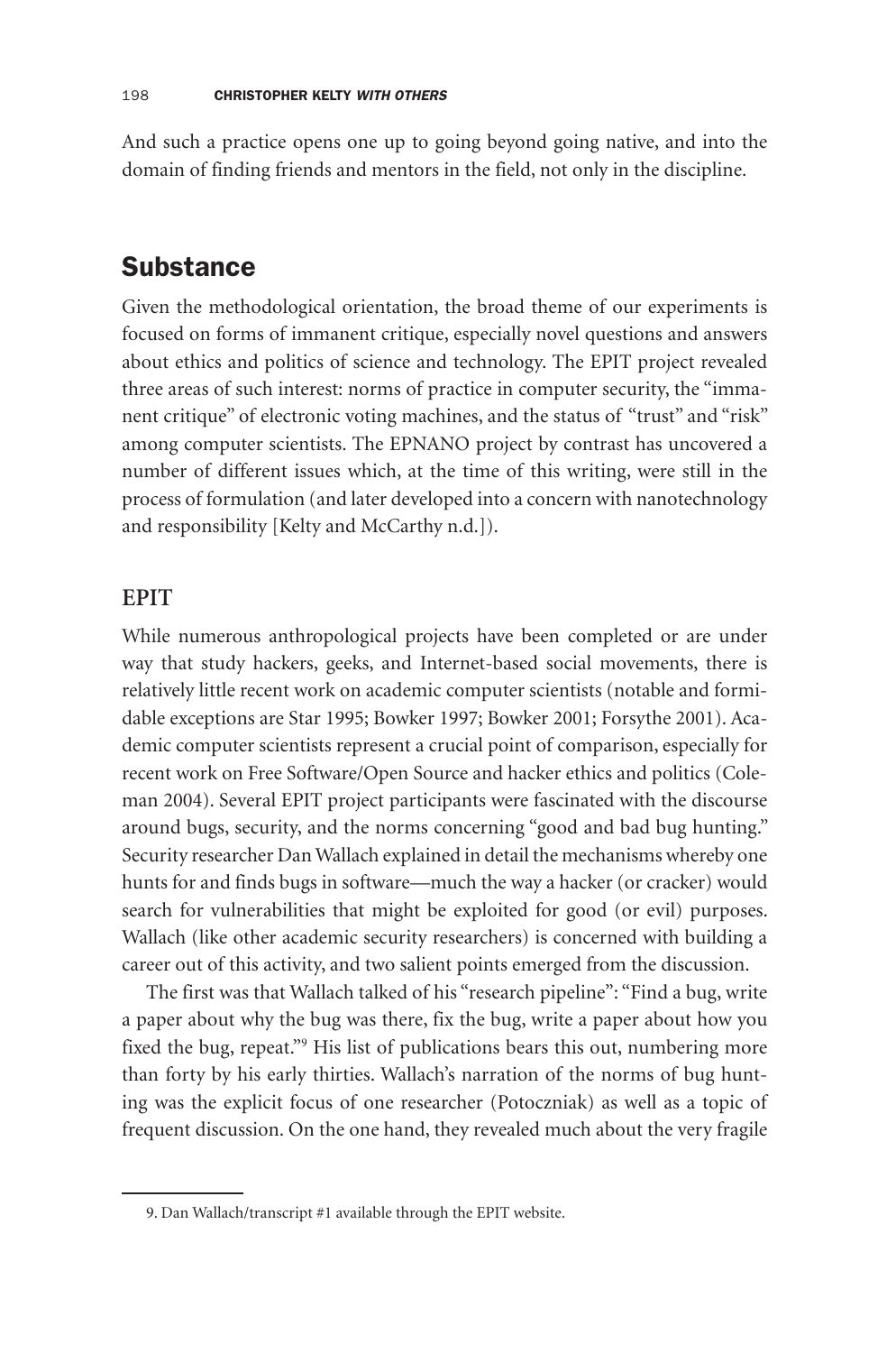And such a practice opens one up to going beyond going native, and into the domain of finding friends and mentors in the field, not only in the discipline.

## Substance

Given the methodological orientation, the broad theme of our experiments is focused on forms of immanent critique, especially novel questions and answers about ethics and politics of science and technology. The EPIT project revealed three areas of such interest: norms of practice in computer security, the "immanent critique" of electronic voting machines, and the status of "trust" and "risk" among computer scientists. The EPNANO project by contrast has uncovered a number of different issues which, at the time of this writing, were still in the process of formulation (and later developed into a concern with nanotechnology and responsibility [Kelty and McCarthy n.d.]).

### EPIT

While numerous anthropological projects have been completed or are under way that study hackers, geeks, and Internet-based social movements, there is relatively little recent work on academic computer scientists (notable and formidable exceptions are Star 1995; Bowker 1997; Bowker 2001; Forsythe 2001). Academic computer scientists represent a crucial point of comparison, especially for recent work on Free Software/Open Source and hacker ethics and politics (Coleman 2004). Several EPIT project participants were fascinated with the discourse around bugs, security, and the norms concerning "good and bad bug hunting." Security researcher Dan Wallach explained in detail the mechanisms whereby one hunts for and finds bugs in software—much the way a hacker (or cracker) would search for vulnerabilities that might be exploited for good (or evil) purposes. Wallach (like other academic security researchers) is concerned with building a career out of this activity, and two salient points emerged from the discussion.

The first was that Wallach talked of his "research pipeline": "Find a bug, write a paper about why the bug was there, fix the bug, write a paper about how you fixed the bug, repeat."[9] His list of publications bears this out, numbering more than forty by his early thirties. Wallach's narration of the norms of bug hunting was the explicit focus of one researcher (Potoczniak) as well as a topic of frequent discussion. On the one hand, they revealed much about the very fragile

9. Dan Wallach/transcript #1 available through the EPIT website.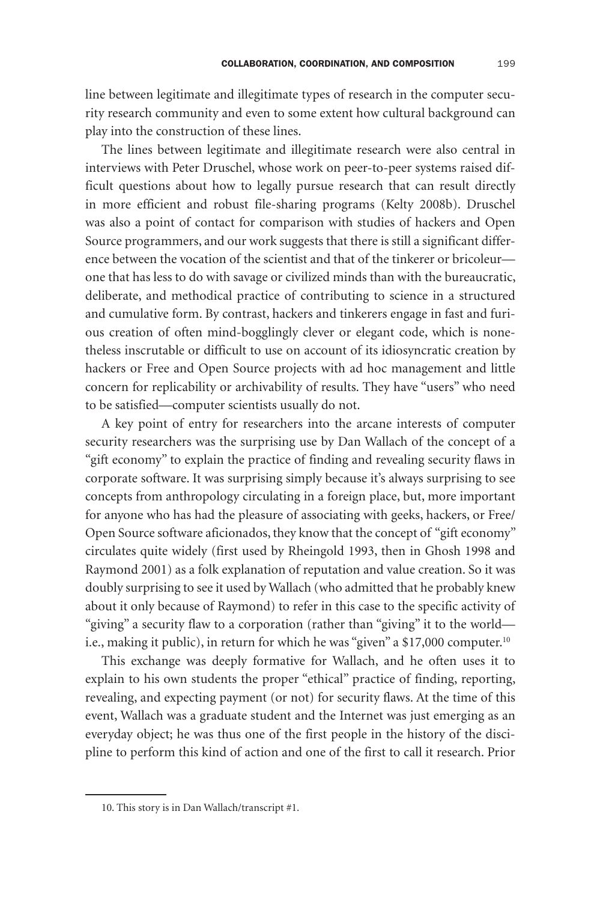line between legitimate and illegitimate types of research in the computer security research community and even to some extent how cultural background can play into the construction of these lines.

The lines between legitimate and illegitimate research were also central in interviews with Peter Druschel, whose work on peer-to-peer systems raised difficult questions about how to legally pursue research that can result directly in more efficient and robust file-sharing programs (Kelty 2008b). Druschel was also a point of contact for comparison with studies of hackers and Open Source programmers, and our work suggests that there is still a significant difference between the vocation of the scientist and that of the tinkerer or bricoleur—one that has less to do with savage or civilized minds than with the bureaucratic, deliberate, and methodical practice of contributing to science in a structured and cumulative form. By contrast, hackers and tinkerers engage in fast and furious creation of often mind-bogglingly clever or elegant code, which is nonetheless inscrutable or difficult to use on account of its idiosyncratic creation by hackers or Free and Open Source projects with ad hoc management and little concern for replicability or archivability of results. They have "users" who need to be satisfied—computer scientists usually do not.

A key point of entry for researchers into the arcane interests of computer security researchers was the surprising use by Dan Wallach of the concept of a "gift economy" to explain the practice of finding and revealing security flaws in corporate software. It was surprising simply because it's always surprising to see concepts from anthropology circulating in a foreign place, but, more important for anyone who has had the pleasure of associating with geeks, hackers, or Free/Open Source software aficionados, they know that the concept of "gift economy" circulates quite widely (first used by Rheingold 1993, then in Ghosh 1998 and Raymond 2001) as a folk explanation of reputation and value creation. So it was doubly surprising to see it used by Wallach (who admitted that he probably knew about it only because of Raymond) to refer in this case to the specific activity of "giving" a security flaw to a corporation (rather than "giving" it to the world—i.e., making it public), in return for which he was "given" a $17,000 computer.[10]

This exchange was deeply formative for Wallach, and he often uses it to explain to his own students the proper "ethical" practice of finding, reporting, revealing, and expecting payment (or not) for security flaws. At the time of this event, Wallach was a graduate student and the Internet was just emerging as an everyday object; he was thus one of the first people in the history of the discipline to perform this kind of action and one of the first to call it research. Prior

---

10. This story is in Dan Wallach/transcript #1.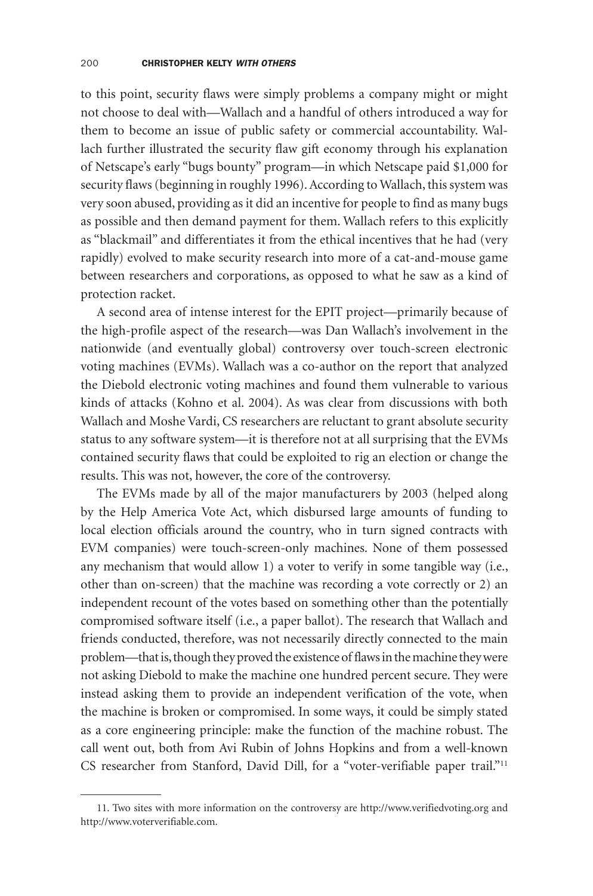to this point, security flaws were simply problems a company might or might not choose to deal with—Wallach and a handful of others introduced a way for them to become an issue of public safety or commercial accountability. Wallach further illustrated the security flaw gift economy through his explanation of Netscape's early "bugs bounty" program—in which Netscape paid $1,000 for security flaws (beginning in roughly 1996). According to Wallach, this system was very soon abused, providing as it did an incentive for people to find as many bugs as possible and then demand payment for them. Wallach refers to this explicitly as "blackmail" and differentiates it from the ethical incentives that he had (very rapidly) evolved to make security research into more of a cat-and-mouse game between researchers and corporations, as opposed to what he saw as a kind of protection racket.

A second area of intense interest for the EPIT project—primarily because of the high-profile aspect of the research—was Dan Wallach's involvement in the nationwide (and eventually global) controversy over touch-screen electronic voting machines (EVMs). Wallach was a co-author on the report that analyzed the Diebold electronic voting machines and found them vulnerable to various kinds of attacks (Kohno et al. 2004). As was clear from discussions with both Wallach and Moshe Vardi, CS researchers are reluctant to grant absolute security status to any software system—it is therefore not at all surprising that the EVMs contained security flaws that could be exploited to rig an election or change the results. This was not, however, the core of the controversy.

The EVMs made by all of the major manufacturers by 2003 (helped along by the Help America Vote Act, which disbursed large amounts of funding to local election officials around the country, who in turn signed contracts with EVM companies) were touch-screen-only machines. None of them possessed any mechanism that would allow 1) a voter to verify in some tangible way (i.e., other than on-screen) that the machine was recording a vote correctly or 2) an independent recount of the votes based on something other than the potentially compromised software itself (i.e., a paper ballot). The research that Wallach and friends conducted, therefore, was not necessarily directly connected to the main problem—that is, though they proved the existence of flaws in the machine they were not asking Diebold to make the machine one hundred percent secure. They were instead asking them to provide an independent verification of the vote, when the machine is broken or compromised. In some ways, it could be simply stated as a core engineering principle: make the function of the machine robust. The call went out, both from Avi Rubin of Johns Hopkins and from a well-known CS researcher from Stanford, David Dill, for a "voter-verifiable paper trail."[11]

---

11. Two sites with more information on the controversy are http://www.verifiedvoting.org and http://www.voterverifiable.com.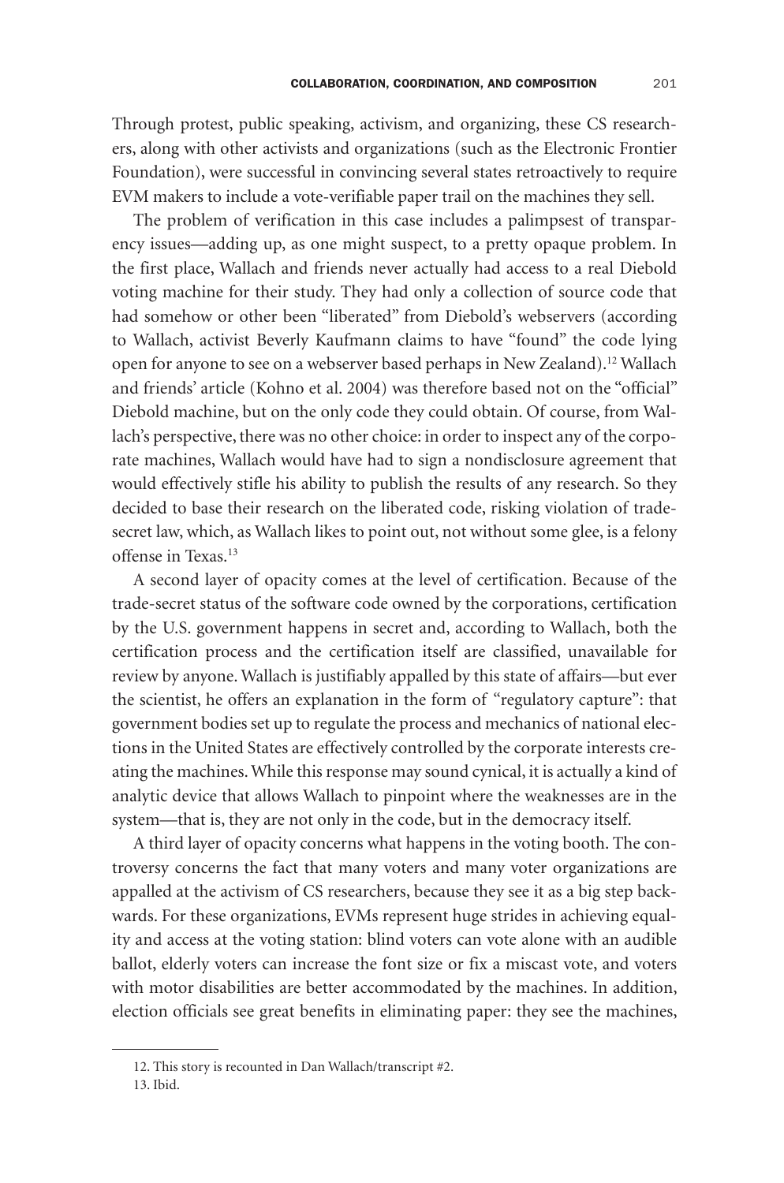Through protest, public speaking, activism, and organizing, these CS researchers, along with other activists and organizations (such as the Electronic Frontier Foundation), were successful in convincing several states retroactively to require EVM makers to include a vote-verifiable paper trail on the machines they sell.

The problem of verification in this case includes a palimpsest of transparency issues—adding up, as one might suspect, to a pretty opaque problem. In the first place, Wallach and friends never actually had access to a real Diebold voting machine for their study. They had only a collection of source code that had somehow or other been "liberated" from Diebold's webservers (according to Wallach, activist Beverly Kaufmann claims to have "found" the code lying open for anyone to see on a webserver based perhaps in New Zealand).[12] Wallach and friends' article (Kohno et al. 2004) was therefore based not on the "official" Diebold machine, but on the only code they could obtain. Of course, from Wallach's perspective, there was no other choice: in order to inspect any of the corporate machines, Wallach would have had to sign a nondisclosure agreement that would effectively stifle his ability to publish the results of any research. So they decided to base their research on the liberated code, risking violation of trade-secret law, which, as Wallach likes to point out, not without some glee, is a felony offense in Texas.[13]

A second layer of opacity comes at the level of certification. Because of the trade-secret status of the software code owned by the corporations, certification by the U.S. government happens in secret and, according to Wallach, both the certification process and the certification itself are classified, unavailable for review by anyone. Wallach is justifiably appalled by this state of affairs—but ever the scientist, he offers an explanation in the form of "regulatory capture": that government bodies set up to regulate the process and mechanics of national elections in the United States are effectively controlled by the corporate interests creating the machines. While this response may sound cynical, it is actually a kind of analytic device that allows Wallach to pinpoint where the weaknesses are in the system—that is, they are not only in the code, but in the democracy itself.

A third layer of opacity concerns what happens in the voting booth. The controversy concerns the fact that many voters and many voter organizations are appalled at the activism of CS researchers, because they see it as a big step backwards. For these organizations, EVMs represent huge strides in achieving equality and access at the voting station: blind voters can vote alone with an audible ballot, elderly voters can increase the font size or fix a miscast vote, and voters with motor disabilities are better accommodated by the machines. In addition, election officials see great benefits in eliminating paper: they see the machines,

---

12. This story is recounted in Dan Wallach/transcript #2.

13. Ibid.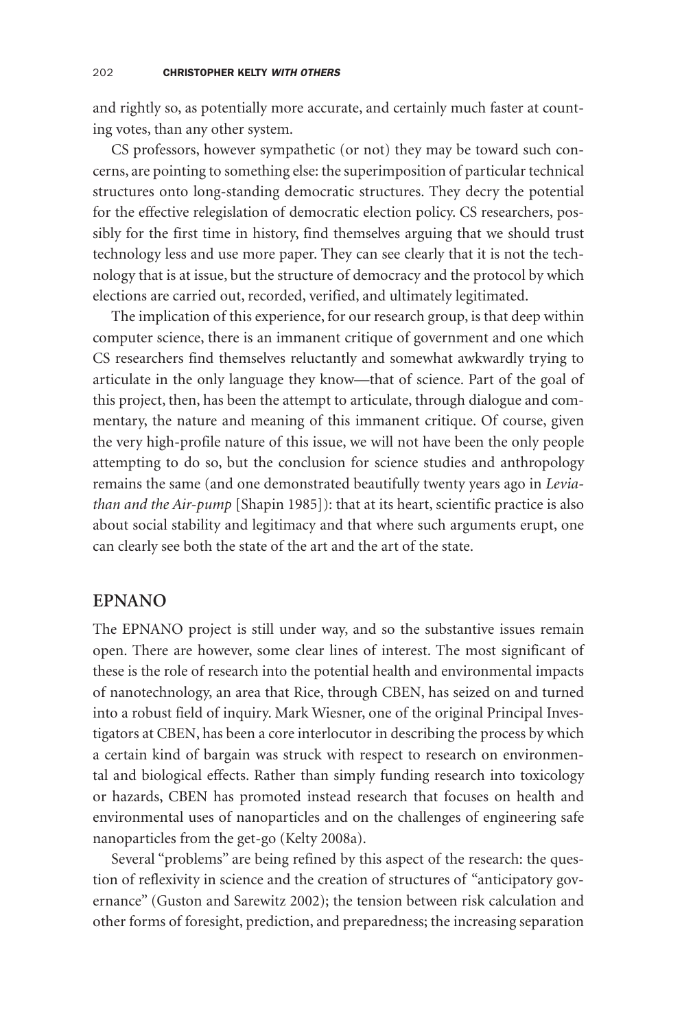and rightly so, as potentially more accurate, and certainly much faster at counting votes, than any other system.

CS professors, however sympathetic (or not) they may be toward such concerns, are pointing to something else: the superimposition of particular technical structures onto long-standing democratic structures. They decry the potential for the effective relegislation of democratic election policy. CS researchers, possibly for the first time in history, find themselves arguing that we should trust technology less and use more paper. They can see clearly that it is not the technology that is at issue, but the structure of democracy and the protocol by which elections are carried out, recorded, verified, and ultimately legitimated.

The implication of this experience, for our research group, is that deep within computer science, there is an immanent critique of government and one which CS researchers find themselves reluctantly and somewhat awkwardly trying to articulate in the only language they know—that of science. Part of the goal of this project, then, has been the attempt to articulate, through dialogue and commentary, the nature and meaning of this immanent critique. Of course, given the very high-profile nature of this issue, we will not have been the only people attempting to do so, but the conclusion for science studies and anthropology remains the same (and one demonstrated beautifully twenty years ago in *Leviathan and the Air-pump* [Shapin 1985]): that at its heart, scientific practice is also about social stability and legitimacy and that where such arguments erupt, one can clearly see both the state of the art and the art of the state.

## EPNANO

The EPNANO project is still under way, and so the substantive issues remain open. There are however, some clear lines of interest. The most significant of these is the role of research into the potential health and environmental impacts of nanotechnology, an area that Rice, through CBEN, has seized on and turned into a robust field of inquiry. Mark Wiesner, one of the original Principal Investigators at CBEN, has been a core interlocutor in describing the process by which a certain kind of bargain was struck with respect to research on environmental and biological effects. Rather than simply funding research into toxicology or hazards, CBEN has promoted instead research that focuses on health and environmental uses of nanoparticles and on the challenges of engineering safe nanoparticles from the get-go (Kelty 2008a).

Several "problems" are being refined by this aspect of the research: the question of reflexivity in science and the creation of structures of "anticipatory governance" (Guston and Sarewitz 2002); the tension between risk calculation and other forms of foresight, prediction, and preparedness; the increasing separation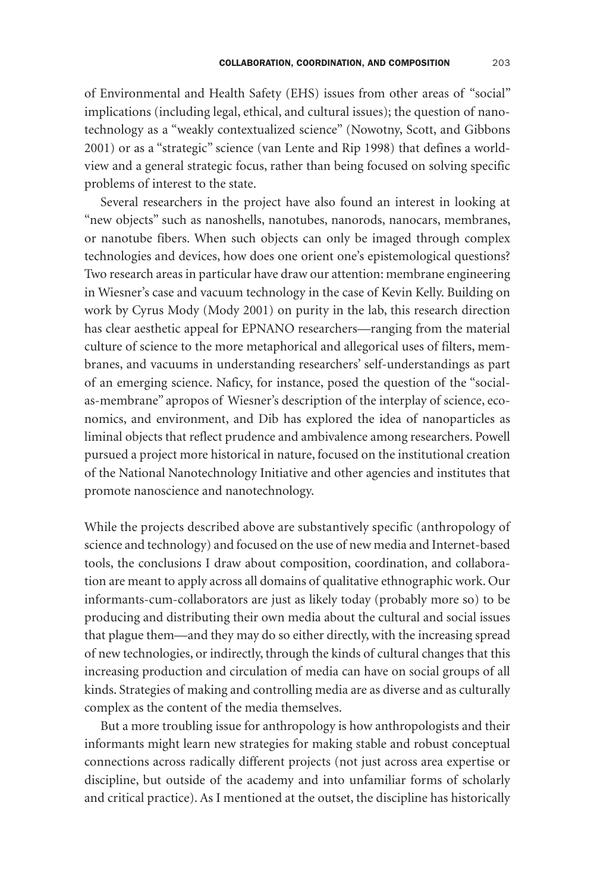of Environmental and Health Safety (EHS) issues from other areas of "social" implications (including legal, ethical, and cultural issues); the question of nanotechnology as a "weakly contextualized science" (Nowotny, Scott, and Gibbons 2001) or as a "strategic" science (van Lente and Rip 1998) that defines a worldview and a general strategic focus, rather than being focused on solving specific problems of interest to the state.

Several researchers in the project have also found an interest in looking at "new objects" such as nanoshells, nanotubes, nanorods, nanocars, membranes, or nanotube fibers. When such objects can only be imaged through complex technologies and devices, how does one orient one's epistemological questions? Two research areas in particular have draw our attention: membrane engineering in Wiesner's case and vacuum technology in the case of Kevin Kelly. Building on work by Cyrus Mody (Mody 2001) on purity in the lab, this research direction has clear aesthetic appeal for EPNANO researchers—ranging from the material culture of science to the more metaphorical and allegorical uses of filters, membranes, and vacuums in understanding researchers' self-understandings as part of an emerging science. Naficy, for instance, posed the question of the "social-as-membrane" apropos of Wiesner's description of the interplay of science, economics, and environment, and Dib has explored the idea of nanoparticles as liminal objects that reflect prudence and ambivalence among researchers. Powell pursued a project more historical in nature, focused on the institutional creation of the National Nanotechnology Initiative and other agencies and institutes that promote nanoscience and nanotechnology.

While the projects described above are substantively specific (anthropology of science and technology) and focused on the use of new media and Internet-based tools, the conclusions I draw about composition, coordination, and collaboration are meant to apply across all domains of qualitative ethnographic work. Our informants-cum-collaborators are just as likely today (probably more so) to be producing and distributing their own media about the cultural and social issues that plague them—and they may do so either directly, with the increasing spread of new technologies, or indirectly, through the kinds of cultural changes that this increasing production and circulation of media can have on social groups of all kinds. Strategies of making and controlling media are as diverse and as culturally complex as the content of the media themselves.

But a more troubling issue for anthropology is how anthropologists and their informants might learn new strategies for making stable and robust conceptual connections across radically different projects (not just across area expertise or discipline, but outside of the academy and into unfamiliar forms of scholarly and critical practice). As I mentioned at the outset, the discipline has historically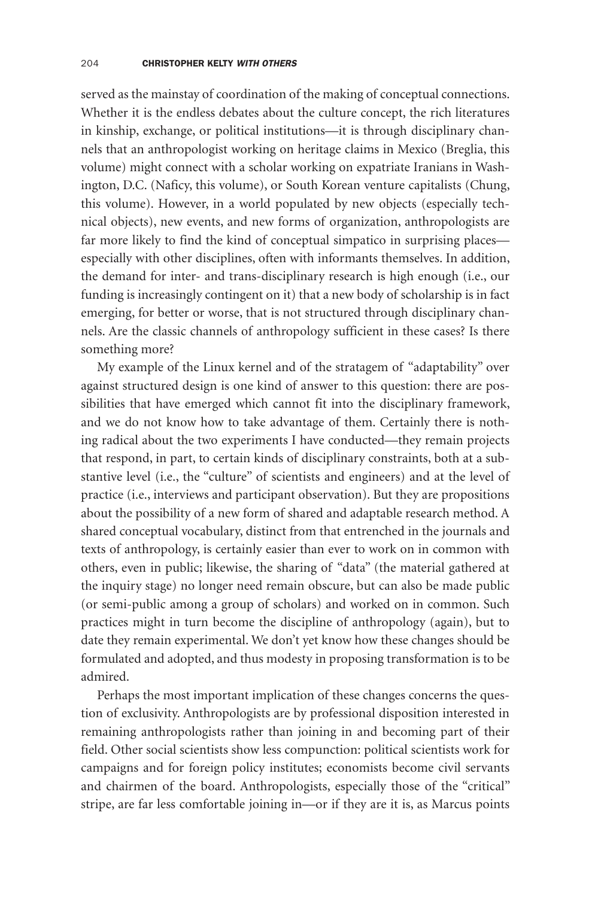served as the mainstay of coordination of the making of conceptual connections. Whether it is the endless debates about the culture concept, the rich literatures in kinship, exchange, or political institutions—it is through disciplinary channels that an anthropologist working on heritage claims in Mexico (Breglia, this volume) might connect with a scholar working on expatriate Iranians in Washington, D.C. (Naficy, this volume), or South Korean venture capitalists (Chung, this volume). However, in a world populated by new objects (especially technical objects), new events, and new forms of organization, anthropologists are far more likely to find the kind of conceptual simpatico in surprising places—especially with other disciplines, often with informants themselves. In addition, the demand for inter- and trans-disciplinary research is high enough (i.e., our funding is increasingly contingent on it) that a new body of scholarship is in fact emerging, for better or worse, that is not structured through disciplinary channels. Are the classic channels of anthropology sufficient in these cases? Is there something more?

My example of the Linux kernel and of the stratagem of "adaptability" over against structured design is one kind of answer to this question: there are possibilities that have emerged which cannot fit into the disciplinary framework, and we do not know how to take advantage of them. Certainly there is nothing radical about the two experiments I have conducted—they remain projects that respond, in part, to certain kinds of disciplinary constraints, both at a substantive level (i.e., the "culture" of scientists and engineers) and at the level of practice (i.e., interviews and participant observation). But they are propositions about the possibility of a new form of shared and adaptable research method. A shared conceptual vocabulary, distinct from that entrenched in the journals and texts of anthropology, is certainly easier than ever to work on in common with others, even in public; likewise, the sharing of "data" (the material gathered at the inquiry stage) no longer need remain obscure, but can also be made public (or semi-public among a group of scholars) and worked on in common. Such practices might in turn become the discipline of anthropology (again), but to date they remain experimental. We don't yet know how these changes should be formulated and adopted, and thus modesty in proposing transformation is to be admired.

Perhaps the most important implication of these changes concerns the question of exclusivity. Anthropologists are by professional disposition interested in remaining anthropologists rather than joining in and becoming part of their field. Other social scientists show less compunction: political scientists work for campaigns and for foreign policy institutes; economists become civil servants and chairmen of the board. Anthropologists, especially those of the "critical" stripe, are far less comfortable joining in—or if they are it is, as Marcus points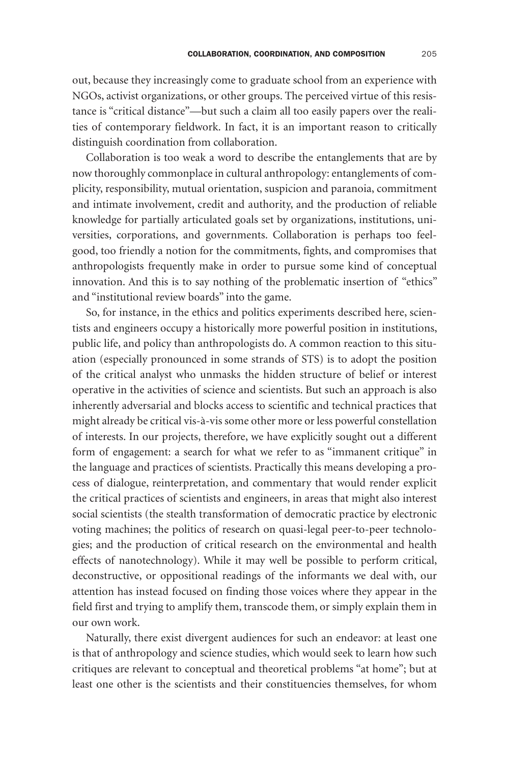out, because they increasingly come to graduate school from an experience with NGOs, activist organizations, or other groups. The perceived virtue of this resistance is "critical distance"—but such a claim all too easily papers over the realities of contemporary fieldwork. In fact, it is an important reason to critically distinguish coordination from collaboration.

Collaboration is too weak a word to describe the entanglements that are by now thoroughly commonplace in cultural anthropology: entanglements of complicity, responsibility, mutual orientation, suspicion and paranoia, commitment and intimate involvement, credit and authority, and the production of reliable knowledge for partially articulated goals set by organizations, institutions, universities, corporations, and governments. Collaboration is perhaps too feel-good, too friendly a notion for the commitments, fights, and compromises that anthropologists frequently make in order to pursue some kind of conceptual innovation. And this is to say nothing of the problematic insertion of "ethics" and "institutional review boards" into the game.

So, for instance, in the ethics and politics experiments described here, scientists and engineers occupy a historically more powerful position in institutions, public life, and policy than anthropologists do. A common reaction to this situation (especially pronounced in some strands of STS) is to adopt the position of the critical analyst who unmasks the hidden structure of belief or interest operative in the activities of science and scientists. But such an approach is also inherently adversarial and blocks access to scientific and technical practices that might already be critical vis-à-vis some other more or less powerful constellation of interests. In our projects, therefore, we have explicitly sought out a different form of engagement: a search for what we refer to as "immanent critique" in the language and practices of scientists. Practically this means developing a process of dialogue, reinterpretation, and commentary that would render explicit the critical practices of scientists and engineers, in areas that might also interest social scientists (the stealth transformation of democratic practice by electronic voting machines; the politics of research on quasi-legal peer-to-peer technologies; and the production of critical research on the environmental and health effects of nanotechnology). While it may well be possible to perform critical, deconstructive, or oppositional readings of the informants we deal with, our attention has instead focused on finding those voices where they appear in the field first and trying to amplify them, transcode them, or simply explain them in our own work.

Naturally, there exist divergent audiences for such an endeavor: at least one is that of anthropology and science studies, which would seek to learn how such critiques are relevant to conceptual and theoretical problems "at home"; but at least one other is the scientists and their constituencies themselves, for whom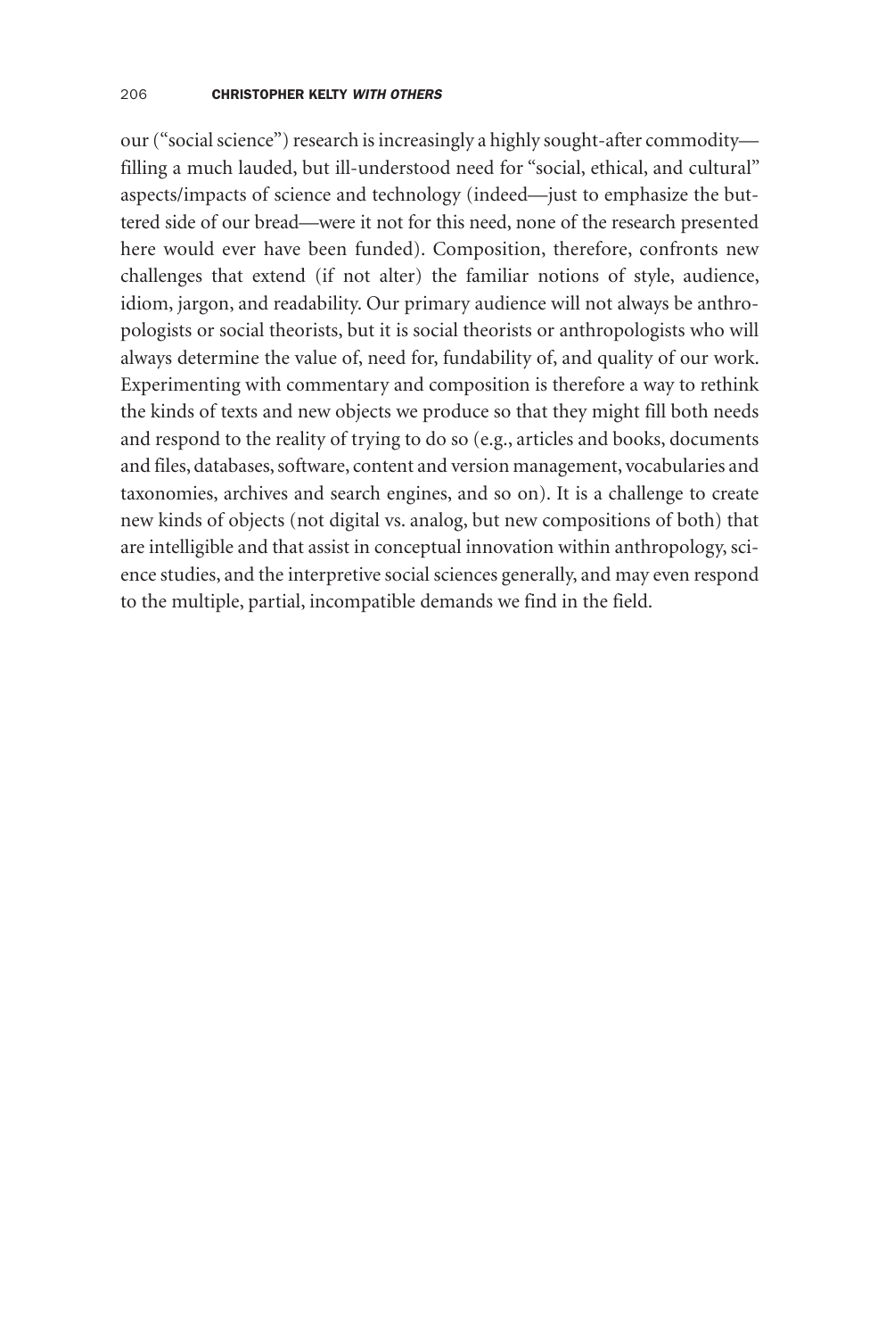our ("social science") research is increasingly a highly sought-after commodity—filling a much lauded, but ill-understood need for "social, ethical, and cultural" aspects/impacts of science and technology (indeed—just to emphasize the buttered side of our bread—were it not for this need, none of the research presented here would ever have been funded). Composition, therefore, confronts new challenges that extend (if not alter) the familiar notions of style, audience, idiom, jargon, and readability. Our primary audience will not always be anthropologists or social theorists, but it is social theorists or anthropologists who will always determine the value of, need for, fundability of, and quality of our work. Experimenting with commentary and composition is therefore a way to rethink the kinds of texts and new objects we produce so that they might fill both needs and respond to the reality of trying to do so (e.g., articles and books, documents and files, databases, software, content and version management, vocabularies and taxonomies, archives and search engines, and so on). It is a challenge to create new kinds of objects (not digital vs. analog, but new compositions of both) that are intelligible and that assist in conceptual innovation within anthropology, science studies, and the interpretive social sciences generally, and may even respond to the multiple, partial, incompatible demands we find in the field.